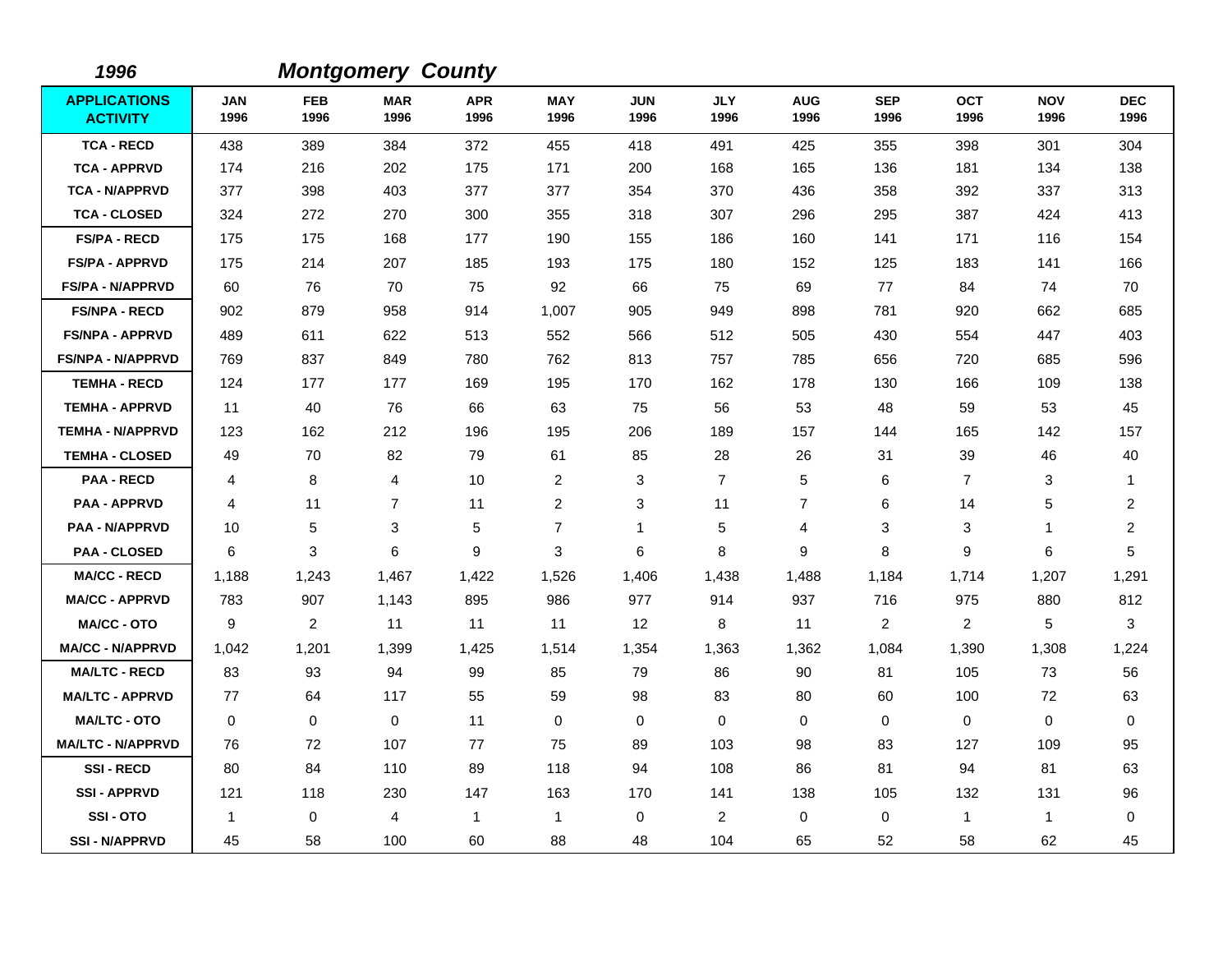*1996* ***Montgomery County***

| APPLICATIONS ACTIVITY | JAN 1996 | FEB 1996 | MAR 1996 | APR 1996 | MAY 1996 | JUN 1996 | JLY 1996 | AUG 1996 | SEP 1996 | OCT 1996 | NOV 1996 | DEC 1996 |
|---|---|---|---|---|---|---|---|---|---|---|---|---|
| TCA - RECD | 438 | 389 | 384 | 372 | 455 | 418 | 491 | 425 | 355 | 398 | 301 | 304 |
| TCA - APPRVD | 174 | 216 | 202 | 175 | 171 | 200 | 168 | 165 | 136 | 181 | 134 | 138 |
| TCA - N/APPRVD | 377 | 398 | 403 | 377 | 377 | 354 | 370 | 436 | 358 | 392 | 337 | 313 |
| TCA - CLOSED | 324 | 272 | 270 | 300 | 355 | 318 | 307 | 296 | 295 | 387 | 424 | 413 |
| FS/PA - RECD | 175 | 175 | 168 | 177 | 190 | 155 | 186 | 160 | 141 | 171 | 116 | 154 |
| FS/PA - APPRVD | 175 | 214 | 207 | 185 | 193 | 175 | 180 | 152 | 125 | 183 | 141 | 166 |
| FS/PA - N/APPRVD | 60 | 76 | 70 | 75 | 92 | 66 | 75 | 69 | 77 | 84 | 74 | 70 |
| FS/NPA - RECD | 902 | 879 | 958 | 914 | 1,007 | 905 | 949 | 898 | 781 | 920 | 662 | 685 |
| FS/NPA - APPRVD | 489 | 611 | 622 | 513 | 552 | 566 | 512 | 505 | 430 | 554 | 447 | 403 |
| FS/NPA - N/APPRVD | 769 | 837 | 849 | 780 | 762 | 813 | 757 | 785 | 656 | 720 | 685 | 596 |
| TEMHA - RECD | 124 | 177 | 177 | 169 | 195 | 170 | 162 | 178 | 130 | 166 | 109 | 138 |
| TEMHA - APPRVD | 11 | 40 | 76 | 66 | 63 | 75 | 56 | 53 | 48 | 59 | 53 | 45 |
| TEMHA - N/APPRVD | 123 | 162 | 212 | 196 | 195 | 206 | 189 | 157 | 144 | 165 | 142 | 157 |
| TEMHA - CLOSED | 49 | 70 | 82 | 79 | 61 | 85 | 28 | 26 | 31 | 39 | 46 | 40 |
| PAA - RECD | 4 | 8 | 4 | 10 | 2 | 3 | 7 | 5 | 6 | 7 | 3 | 1 |
| PAA - APPRVD | 4 | 11 | 7 | 11 | 2 | 3 | 11 | 7 | 6 | 14 | 5 | 2 |
| PAA - N/APPRVD | 10 | 5 | 3 | 5 | 7 | 1 | 5 | 4 | 3 | 3 | 1 | 2 |
| PAA - CLOSED | 6 | 3 | 6 | 9 | 3 | 6 | 8 | 9 | 8 | 9 | 6 | 5 |
| MA/CC - RECD | 1,188 | 1,243 | 1,467 | 1,422 | 1,526 | 1,406 | 1,438 | 1,488 | 1,184 | 1,714 | 1,207 | 1,291 |
| MA/CC - APPRVD | 783 | 907 | 1,143 | 895 | 986 | 977 | 914 | 937 | 716 | 975 | 880 | 812 |
| MA/CC - OTO | 9 | 2 | 11 | 11 | 11 | 12 | 8 | 11 | 2 | 2 | 5 | 3 |
| MA/CC - N/APPRVD | 1,042 | 1,201 | 1,399 | 1,425 | 1,514 | 1,354 | 1,363 | 1,362 | 1,084 | 1,390 | 1,308 | 1,224 |
| MA/LTC - RECD | 83 | 93 | 94 | 99 | 85 | 79 | 86 | 90 | 81 | 105 | 73 | 56 |
| MA/LTC - APPRVD | 77 | 64 | 117 | 55 | 59 | 98 | 83 | 80 | 60 | 100 | 72 | 63 |
| MA/LTC - OTO | 0 | 0 | 0 | 11 | 0 | 0 | 0 | 0 | 0 | 0 | 0 | 0 |
| MA/LTC - N/APPRVD | 76 | 72 | 107 | 77 | 75 | 89 | 103 | 98 | 83 | 127 | 109 | 95 |
| SSI - RECD | 80 | 84 | 110 | 89 | 118 | 94 | 108 | 86 | 81 | 94 | 81 | 63 |
| SSI - APPRVD | 121 | 118 | 230 | 147 | 163 | 170 | 141 | 138 | 105 | 132 | 131 | 96 |
| SSI - OTO | 1 | 0 | 4 | 1 | 1 | 0 | 2 | 0 | 0 | 1 | 1 | 0 |
| SSI - N/APPRVD | 45 | 58 | 100 | 60 | 88 | 48 | 104 | 65 | 52 | 58 | 62 | 45 |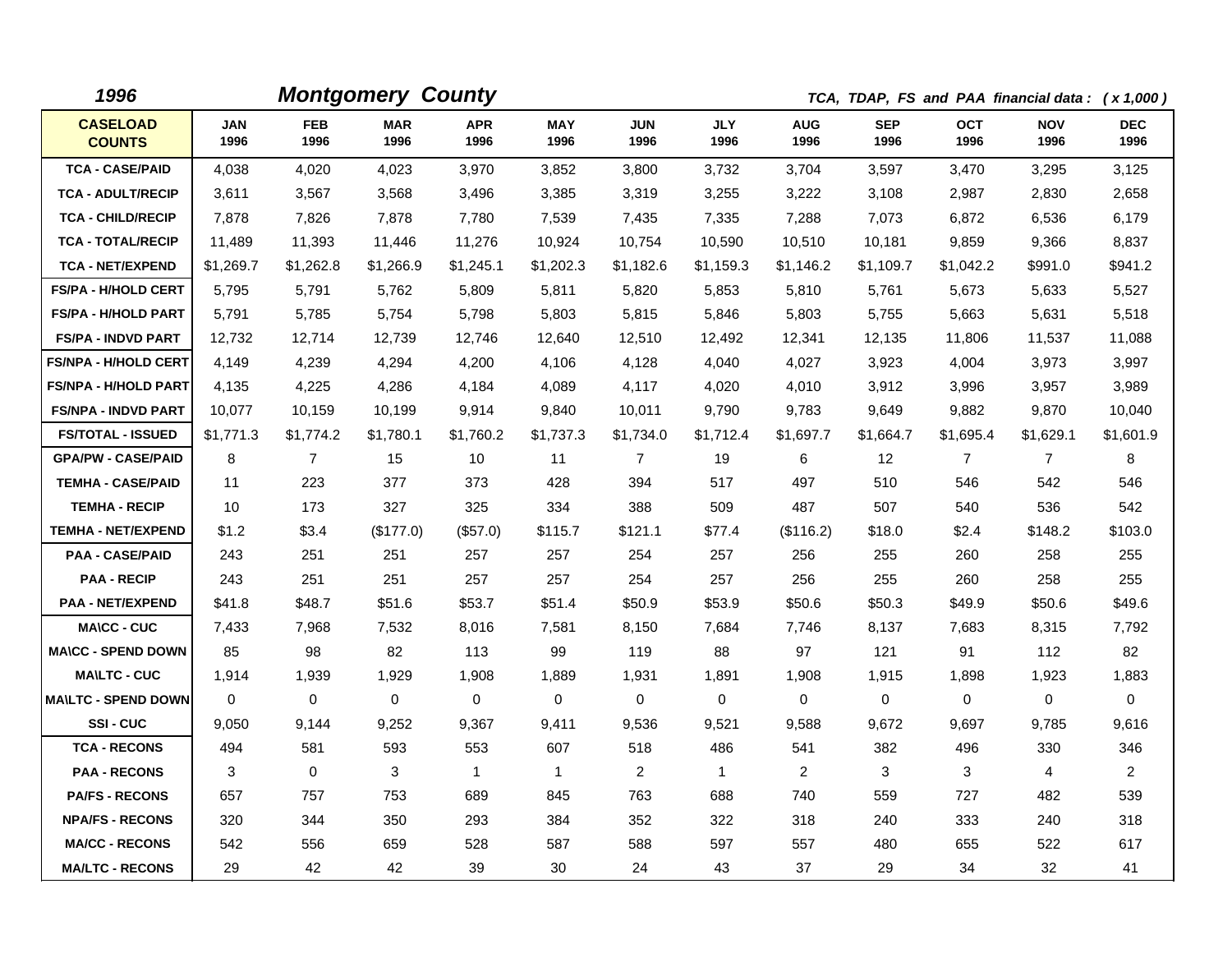**1996** **Montgomery County** ***TCA, TDAP, FS and PAA financial data : ( x 1,000 )***

| CASELOAD COUNTS | JAN 1996 | FEB 1996 | MAR 1996 | APR 1996 | MAY 1996 | JUN 1996 | JLY 1996 | AUG 1996 | SEP 1996 | OCT 1996 | NOV 1996 | DEC 1996 |
|---|---|---|---|---|---|---|---|---|---|---|---|---|
| TCA - CASE/PAID | 4,038 | 4,020 | 4,023 | 3,970 | 3,852 | 3,800 | 3,732 | 3,704 | 3,597 | 3,470 | 3,295 | 3,125 |
| TCA - ADULT/RECIP | 3,611 | 3,567 | 3,568 | 3,496 | 3,385 | 3,319 | 3,255 | 3,222 | 3,108 | 2,987 | 2,830 | 2,658 |
| TCA - CHILD/RECIP | 7,878 | 7,826 | 7,878 | 7,780 | 7,539 | 7,435 | 7,335 | 7,288 | 7,073 | 6,872 | 6,536 | 6,179 |
| TCA - TOTAL/RECIP | 11,489 | 11,393 | 11,446 | 11,276 | 10,924 | 10,754 | 10,590 | 10,510 | 10,181 | 9,859 | 9,366 | 8,837 |
| TCA - NET/EXPEND | $1,269.7 | $1,262.8 | $1,266.9 | $1,245.1 | $1,202.3 | $1,182.6 | $1,159.3 | $1,146.2 | $1,109.7 | $1,042.2 | $991.0 | $941.2 |
| FS/PA - H/HOLD CERT | 5,795 | 5,791 | 5,762 | 5,809 | 5,811 | 5,820 | 5,853 | 5,810 | 5,761 | 5,673 | 5,633 | 5,527 |
| FS/PA - H/HOLD PART | 5,791 | 5,785 | 5,754 | 5,798 | 5,803 | 5,815 | 5,846 | 5,803 | 5,755 | 5,663 | 5,631 | 5,518 |
| FS/PA - INDVD PART | 12,732 | 12,714 | 12,739 | 12,746 | 12,640 | 12,510 | 12,492 | 12,341 | 12,135 | 11,806 | 11,537 | 11,088 |
| FS/NPA - H/HOLD CERT | 4,149 | 4,239 | 4,294 | 4,200 | 4,106 | 4,128 | 4,040 | 4,027 | 3,923 | 4,004 | 3,973 | 3,997 |
| FS/NPA - H/HOLD PART | 4,135 | 4,225 | 4,286 | 4,184 | 4,089 | 4,117 | 4,020 | 4,010 | 3,912 | 3,996 | 3,957 | 3,989 |
| FS/NPA - INDVD PART | 10,077 | 10,159 | 10,199 | 9,914 | 9,840 | 10,011 | 9,790 | 9,783 | 9,649 | 9,882 | 9,870 | 10,040 |
| FS/TOTAL - ISSUED | $1,771.3 | $1,774.2 | $1,780.1 | $1,760.2 | $1,737.3 | $1,734.0 | $1,712.4 | $1,697.7 | $1,664.7 | $1,695.4 | $1,629.1 | $1,601.9 |
| GPA/PW - CASE/PAID | 8 | 7 | 15 | 10 | 11 | 7 | 19 | 6 | 12 | 7 | 7 | 8 |
| TEMHA - CASE/PAID | 11 | 223 | 377 | 373 | 428 | 394 | 517 | 497 | 510 | 546 | 542 | 546 |
| TEMHA - RECIP | 10 | 173 | 327 | 325 | 334 | 388 | 509 | 487 | 507 | 540 | 536 | 542 |
| TEMHA - NET/EXPEND | $1.2 | $3.4 | ($177.0) | ($57.0) | $115.7 | $121.1 | $77.4 | ($116.2) | $18.0 | $2.4 | $148.2 | $103.0 |
| PAA - CASE/PAID | 243 | 251 | 251 | 257 | 257 | 254 | 257 | 256 | 255 | 260 | 258 | 255 |
| PAA - RECIP | 243 | 251 | 251 | 257 | 257 | 254 | 257 | 256 | 255 | 260 | 258 | 255 |
| PAA - NET/EXPEND | $41.8 | $48.7 | $51.6 | $53.7 | $51.4 | $50.9 | $53.9 | $50.6 | $50.3 | $49.9 | $50.6 | $49.6 |
| MA\CC - CUC | 7,433 | 7,968 | 7,532 | 8,016 | 7,581 | 8,150 | 7,684 | 7,746 | 8,137 | 7,683 | 8,315 | 7,792 |
| MA\CC - SPEND DOWN | 85 | 98 | 82 | 113 | 99 | 119 | 88 | 97 | 121 | 91 | 112 | 82 |
| MA\LTC - CUC | 1,914 | 1,939 | 1,929 | 1,908 | 1,889 | 1,931 | 1,891 | 1,908 | 1,915 | 1,898 | 1,923 | 1,883 |
| MA\LTC - SPEND DOWN | 0 | 0 | 0 | 0 | 0 | 0 | 0 | 0 | 0 | 0 | 0 | 0 |
| SSI - CUC | 9,050 | 9,144 | 9,252 | 9,367 | 9,411 | 9,536 | 9,521 | 9,588 | 9,672 | 9,697 | 9,785 | 9,616 |
| TCA - RECONS | 494 | 581 | 593 | 553 | 607 | 518 | 486 | 541 | 382 | 496 | 330 | 346 |
| PAA - RECONS | 3 | 0 | 3 | 1 | 1 | 2 | 1 | 2 | 3 | 3 | 4 | 2 |
| PA/FS - RECONS | 657 | 757 | 753 | 689 | 845 | 763 | 688 | 740 | 559 | 727 | 482 | 539 |
| NPA/FS - RECONS | 320 | 344 | 350 | 293 | 384 | 352 | 322 | 318 | 240 | 333 | 240 | 318 |
| MA/CC - RECONS | 542 | 556 | 659 | 528 | 587 | 588 | 597 | 557 | 480 | 655 | 522 | 617 |
| MA/LTC - RECONS | 29 | 42 | 42 | 39 | 30 | 24 | 43 | 37 | 29 | 34 | 32 | 41 |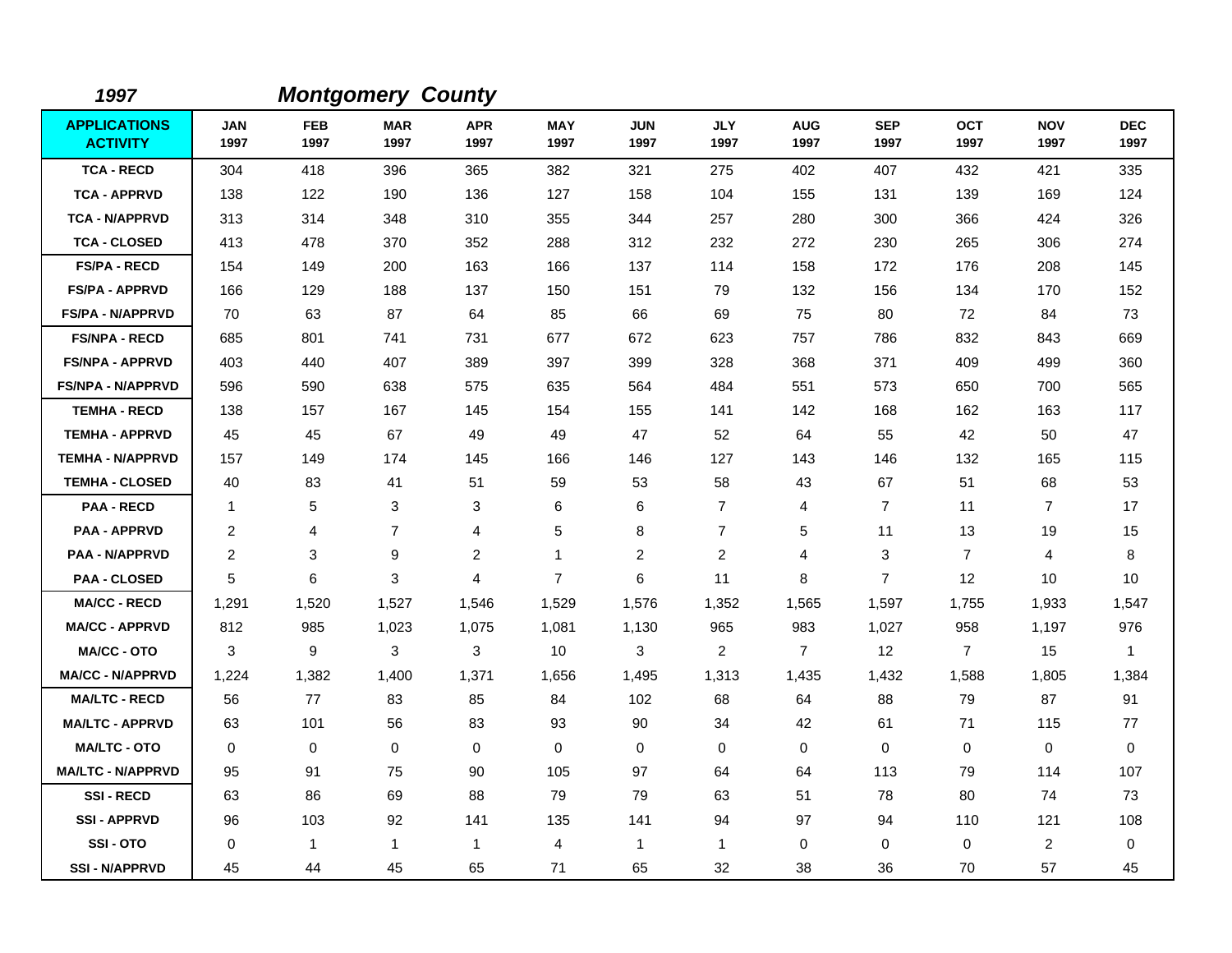## 1997 *Montgomery County*

| APPLICATIONS ACTIVITY | JAN 1997 | FEB 1997 | MAR 1997 | APR 1997 | MAY 1997 | JUN 1997 | JLY 1997 | AUG 1997 | SEP 1997 | OCT 1997 | NOV 1997 | DEC 1997 |
|---|---|---|---|---|---|---|---|---|---|---|---|---|
| TCA - RECD | 304 | 418 | 396 | 365 | 382 | 321 | 275 | 402 | 407 | 432 | 421 | 335 |
| TCA - APPRVD | 138 | 122 | 190 | 136 | 127 | 158 | 104 | 155 | 131 | 139 | 169 | 124 |
| TCA - N/APPRVD | 313 | 314 | 348 | 310 | 355 | 344 | 257 | 280 | 300 | 366 | 424 | 326 |
| TCA - CLOSED | 413 | 478 | 370 | 352 | 288 | 312 | 232 | 272 | 230 | 265 | 306 | 274 |
| FS/PA - RECD | 154 | 149 | 200 | 163 | 166 | 137 | 114 | 158 | 172 | 176 | 208 | 145 |
| FS/PA - APPRVD | 166 | 129 | 188 | 137 | 150 | 151 | 79 | 132 | 156 | 134 | 170 | 152 |
| FS/PA - N/APPRVD | 70 | 63 | 87 | 64 | 85 | 66 | 69 | 75 | 80 | 72 | 84 | 73 |
| FS/NPA - RECD | 685 | 801 | 741 | 731 | 677 | 672 | 623 | 757 | 786 | 832 | 843 | 669 |
| FS/NPA - APPRVD | 403 | 440 | 407 | 389 | 397 | 399 | 328 | 368 | 371 | 409 | 499 | 360 |
| FS/NPA - N/APPRVD | 596 | 590 | 638 | 575 | 635 | 564 | 484 | 551 | 573 | 650 | 700 | 565 |
| TEMHA - RECD | 138 | 157 | 167 | 145 | 154 | 155 | 141 | 142 | 168 | 162 | 163 | 117 |
| TEMHA - APPRVD | 45 | 45 | 67 | 49 | 49 | 47 | 52 | 64 | 55 | 42 | 50 | 47 |
| TEMHA - N/APPRVD | 157 | 149 | 174 | 145 | 166 | 146 | 127 | 143 | 146 | 132 | 165 | 115 |
| TEMHA - CLOSED | 40 | 83 | 41 | 51 | 59 | 53 | 58 | 43 | 67 | 51 | 68 | 53 |
| PAA - RECD | 1 | 5 | 3 | 3 | 6 | 6 | 7 | 4 | 7 | 11 | 7 | 17 |
| PAA - APPRVD | 2 | 4 | 7 | 4 | 5 | 8 | 7 | 5 | 11 | 13 | 19 | 15 |
| PAA - N/APPRVD | 2 | 3 | 9 | 2 | 1 | 2 | 2 | 4 | 3 | 7 | 4 | 8 |
| PAA - CLOSED | 5 | 6 | 3 | 4 | 7 | 6 | 11 | 8 | 7 | 12 | 10 | 10 |
| MA/CC - RECD | 1,291 | 1,520 | 1,527 | 1,546 | 1,529 | 1,576 | 1,352 | 1,565 | 1,597 | 1,755 | 1,933 | 1,547 |
| MA/CC - APPRVD | 812 | 985 | 1,023 | 1,075 | 1,081 | 1,130 | 965 | 983 | 1,027 | 958 | 1,197 | 976 |
| MA/CC - OTO | 3 | 9 | 3 | 3 | 10 | 3 | 2 | 7 | 12 | 7 | 15 | 1 |
| MA/CC - N/APPRVD | 1,224 | 1,382 | 1,400 | 1,371 | 1,656 | 1,495 | 1,313 | 1,435 | 1,432 | 1,588 | 1,805 | 1,384 |
| MA/LTC - RECD | 56 | 77 | 83 | 85 | 84 | 102 | 68 | 64 | 88 | 79 | 87 | 91 |
| MA/LTC - APPRVD | 63 | 101 | 56 | 83 | 93 | 90 | 34 | 42 | 61 | 71 | 115 | 77 |
| MA/LTC - OTO | 0 | 0 | 0 | 0 | 0 | 0 | 0 | 0 | 0 | 0 | 0 | 0 |
| MA/LTC - N/APPRVD | 95 | 91 | 75 | 90 | 105 | 97 | 64 | 64 | 113 | 79 | 114 | 107 |
| SSI - RECD | 63 | 86 | 69 | 88 | 79 | 79 | 63 | 51 | 78 | 80 | 74 | 73 |
| SSI - APPRVD | 96 | 103 | 92 | 141 | 135 | 141 | 94 | 97 | 94 | 110 | 121 | 108 |
| SSI - OTO | 0 | 1 | 1 | 1 | 4 | 1 | 1 | 0 | 0 | 0 | 2 | 0 |
| SSI - N/APPRVD | 45 | 44 | 45 | 65 | 71 | 65 | 32 | 38 | 36 | 70 | 57 | 45 |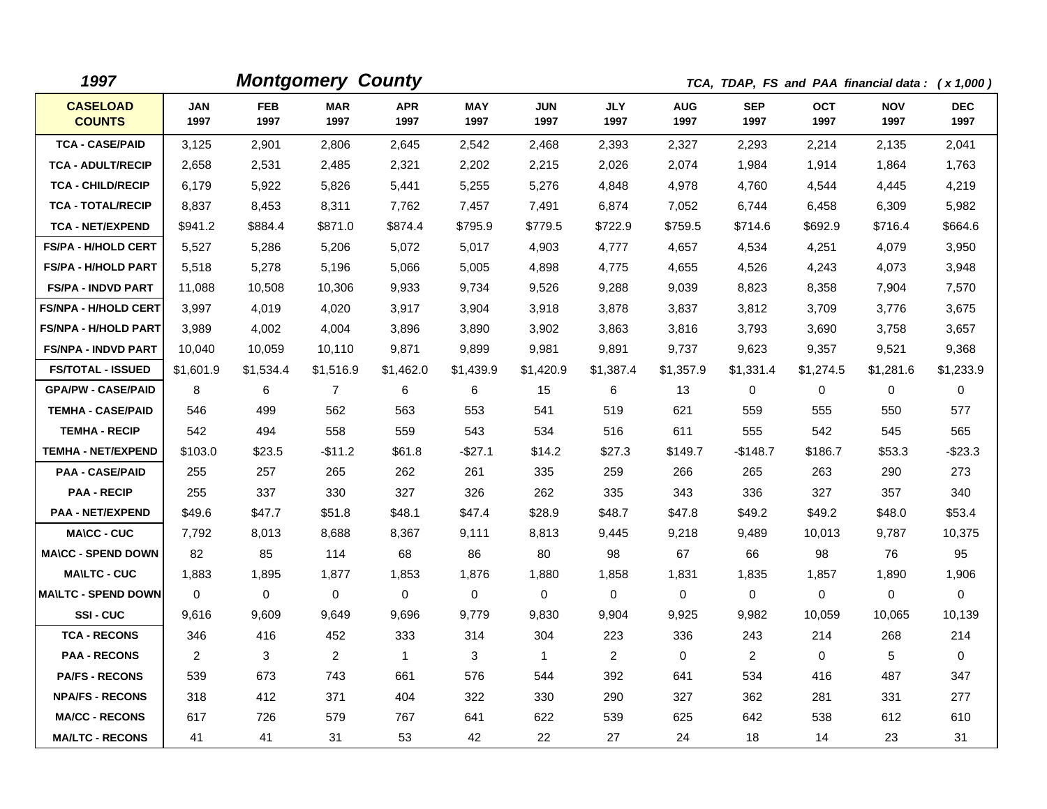**1997** **Montgomery County** *TCA, TDAP, FS and PAA financial data : ( x 1,000 )*

| CASELOAD COUNTS | JAN 1997 | FEB 1997 | MAR 1997 | APR 1997 | MAY 1997 | JUN 1997 | JLY 1997 | AUG 1997 | SEP 1997 | OCT 1997 | NOV 1997 | DEC 1997 |
|---|---|---|---|---|---|---|---|---|---|---|---|---|
| TCA - CASE/PAID | 3,125 | 2,901 | 2,806 | 2,645 | 2,542 | 2,468 | 2,393 | 2,327 | 2,293 | 2,214 | 2,135 | 2,041 |
| TCA - ADULT/RECIP | 2,658 | 2,531 | 2,485 | 2,321 | 2,202 | 2,215 | 2,026 | 2,074 | 1,984 | 1,914 | 1,864 | 1,763 |
| TCA - CHILD/RECIP | 6,179 | 5,922 | 5,826 | 5,441 | 5,255 | 5,276 | 4,848 | 4,978 | 4,760 | 4,544 | 4,445 | 4,219 |
| TCA - TOTAL/RECIP | 8,837 | 8,453 | 8,311 | 7,762 | 7,457 | 7,491 | 6,874 | 7,052 | 6,744 | 6,458 | 6,309 | 5,982 |
| TCA - NET/EXPEND | $941.2 | $884.4 | $871.0 | $874.4 | $795.9 | $779.5 | $722.9 | $759.5 | $714.6 | $692.9 | $716.4 | $664.6 |
| FS/PA - H/HOLD CERT | 5,527 | 5,286 | 5,206 | 5,072 | 5,017 | 4,903 | 4,777 | 4,657 | 4,534 | 4,251 | 4,079 | 3,950 |
| FS/PA - H/HOLD PART | 5,518 | 5,278 | 5,196 | 5,066 | 5,005 | 4,898 | 4,775 | 4,655 | 4,526 | 4,243 | 4,073 | 3,948 |
| FS/PA - INDVD PART | 11,088 | 10,508 | 10,306 | 9,933 | 9,734 | 9,526 | 9,288 | 9,039 | 8,823 | 8,358 | 7,904 | 7,570 |
| FS/NPA - H/HOLD CERT | 3,997 | 4,019 | 4,020 | 3,917 | 3,904 | 3,918 | 3,878 | 3,837 | 3,812 | 3,709 | 3,776 | 3,675 |
| FS/NPA - H/HOLD PART | 3,989 | 4,002 | 4,004 | 3,896 | 3,890 | 3,902 | 3,863 | 3,816 | 3,793 | 3,690 | 3,758 | 3,657 |
| FS/NPA - INDVD PART | 10,040 | 10,059 | 10,110 | 9,871 | 9,899 | 9,981 | 9,891 | 9,737 | 9,623 | 9,357 | 9,521 | 9,368 |
| FS/TOTAL - ISSUED | $1,601.9 | $1,534.4 | $1,516.9 | $1,462.0 | $1,439.9 | $1,420.9 | $1,387.4 | $1,357.9 | $1,331.4 | $1,274.5 | $1,281.6 | $1,233.9 |
| GPA/PW - CASE/PAID | 8 | 6 | 7 | 6 | 6 | 15 | 6 | 13 | 0 | 0 | 0 | 0 |
| TEMHA - CASE/PAID | 546 | 499 | 562 | 563 | 553 | 541 | 519 | 621 | 559 | 555 | 550 | 577 |
| TEMHA - RECIP | 542 | 494 | 558 | 559 | 543 | 534 | 516 | 611 | 555 | 542 | 545 | 565 |
| TEMHA - NET/EXPEND | $103.0 | $23.5 | -$11.2 | $61.8 | -$27.1 | $14.2 | $27.3 | $149.7 | -$148.7 | $186.7 | $53.3 | -$23.3 |
| PAA - CASE/PAID | 255 | 257 | 265 | 262 | 261 | 335 | 259 | 266 | 265 | 263 | 290 | 273 |
| PAA - RECIP | 255 | 337 | 330 | 327 | 326 | 262 | 335 | 343 | 336 | 327 | 357 | 340 |
| PAA - NET/EXPEND | $49.6 | $47.7 | $51.8 | $48.1 | $47.4 | $28.9 | $48.7 | $47.8 | $49.2 | $49.2 | $48.0 | $53.4 |
| MA\CC - CUC | 7,792 | 8,013 | 8,688 | 8,367 | 9,111 | 8,813 | 9,445 | 9,218 | 9,489 | 10,013 | 9,787 | 10,375 |
| MA\CC - SPEND DOWN | 82 | 85 | 114 | 68 | 86 | 80 | 98 | 67 | 66 | 98 | 76 | 95 |
| MA\LTC - CUC | 1,883 | 1,895 | 1,877 | 1,853 | 1,876 | 1,880 | 1,858 | 1,831 | 1,835 | 1,857 | 1,890 | 1,906 |
| MA\LTC - SPEND DOWN | 0 | 0 | 0 | 0 | 0 | 0 | 0 | 0 | 0 | 0 | 0 | 0 |
| SSI - CUC | 9,616 | 9,609 | 9,649 | 9,696 | 9,779 | 9,830 | 9,904 | 9,925 | 9,982 | 10,059 | 10,065 | 10,139 |
| TCA - RECONS | 346 | 416 | 452 | 333 | 314 | 304 | 223 | 336 | 243 | 214 | 268 | 214 |
| PAA - RECONS | 2 | 3 | 2 | 1 | 3 | 1 | 2 | 0 | 2 | 0 | 5 | 0 |
| PA/FS - RECONS | 539 | 673 | 743 | 661 | 576 | 544 | 392 | 641 | 534 | 416 | 487 | 347 |
| NPA/FS - RECONS | 318 | 412 | 371 | 404 | 322 | 330 | 290 | 327 | 362 | 281 | 331 | 277 |
| MA/CC - RECONS | 617 | 726 | 579 | 767 | 641 | 622 | 539 | 625 | 642 | 538 | 612 | 610 |
| MA/LTC - RECONS | 41 | 41 | 31 | 53 | 42 | 22 | 27 | 24 | 18 | 14 | 23 | 31 |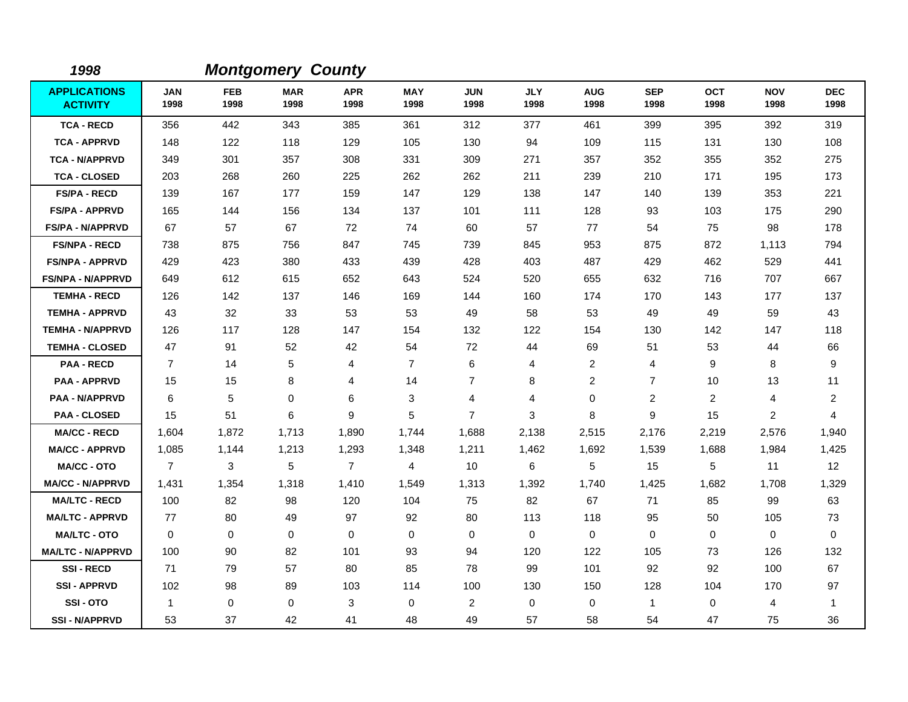**1998** **Montgomery County**

| APPLICATIONS ACTIVITY | JAN 1998 | FEB 1998 | MAR 1998 | APR 1998 | MAY 1998 | JUN 1998 | JLY 1998 | AUG 1998 | SEP 1998 | OCT 1998 | NOV 1998 | DEC 1998 |
|---|---|---|---|---|---|---|---|---|---|---|---|---|
| TCA - RECD | 356 | 442 | 343 | 385 | 361 | 312 | 377 | 461 | 399 | 395 | 392 | 319 |
| TCA - APPRVD | 148 | 122 | 118 | 129 | 105 | 130 | 94 | 109 | 115 | 131 | 130 | 108 |
| TCA - N/APPRVD | 349 | 301 | 357 | 308 | 331 | 309 | 271 | 357 | 352 | 355 | 352 | 275 |
| TCA - CLOSED | 203 | 268 | 260 | 225 | 262 | 262 | 211 | 239 | 210 | 171 | 195 | 173 |
| FS/PA - RECD | 139 | 167 | 177 | 159 | 147 | 129 | 138 | 147 | 140 | 139 | 353 | 221 |
| FS/PA - APPRVD | 165 | 144 | 156 | 134 | 137 | 101 | 111 | 128 | 93 | 103 | 175 | 290 |
| FS/PA - N/APPRVD | 67 | 57 | 67 | 72 | 74 | 60 | 57 | 77 | 54 | 75 | 98 | 178 |
| FS/NPA - RECD | 738 | 875 | 756 | 847 | 745 | 739 | 845 | 953 | 875 | 872 | 1,113 | 794 |
| FS/NPA - APPRVD | 429 | 423 | 380 | 433 | 439 | 428 | 403 | 487 | 429 | 462 | 529 | 441 |
| FS/NPA - N/APPRVD | 649 | 612 | 615 | 652 | 643 | 524 | 520 | 655 | 632 | 716 | 707 | 667 |
| TEMHA - RECD | 126 | 142 | 137 | 146 | 169 | 144 | 160 | 174 | 170 | 143 | 177 | 137 |
| TEMHA - APPRVD | 43 | 32 | 33 | 53 | 53 | 49 | 58 | 53 | 49 | 49 | 59 | 43 |
| TEMHA - N/APPRVD | 126 | 117 | 128 | 147 | 154 | 132 | 122 | 154 | 130 | 142 | 147 | 118 |
| TEMHA - CLOSED | 47 | 91 | 52 | 42 | 54 | 72 | 44 | 69 | 51 | 53 | 44 | 66 |
| PAA - RECD | 7 | 14 | 5 | 4 | 7 | 6 | 4 | 2 | 4 | 9 | 8 | 9 |
| PAA - APPRVD | 15 | 15 | 8 | 4 | 14 | 7 | 8 | 2 | 7 | 10 | 13 | 11 |
| PAA - N/APPRVD | 6 | 5 | 0 | 6 | 3 | 4 | 4 | 0 | 2 | 2 | 4 | 2 |
| PAA - CLOSED | 15 | 51 | 6 | 9 | 5 | 7 | 3 | 8 | 9 | 15 | 2 | 4 |
| MA/CC - RECD | 1,604 | 1,872 | 1,713 | 1,890 | 1,744 | 1,688 | 2,138 | 2,515 | 2,176 | 2,219 | 2,576 | 1,940 |
| MA/CC - APPRVD | 1,085 | 1,144 | 1,213 | 1,293 | 1,348 | 1,211 | 1,462 | 1,692 | 1,539 | 1,688 | 1,984 | 1,425 |
| MA/CC - OTO | 7 | 3 | 5 | 7 | 4 | 10 | 6 | 5 | 15 | 5 | 11 | 12 |
| MA/CC - N/APPRVD | 1,431 | 1,354 | 1,318 | 1,410 | 1,549 | 1,313 | 1,392 | 1,740 | 1,425 | 1,682 | 1,708 | 1,329 |
| MA/LTC - RECD | 100 | 82 | 98 | 120 | 104 | 75 | 82 | 67 | 71 | 85 | 99 | 63 |
| MA/LTC - APPRVD | 77 | 80 | 49 | 97 | 92 | 80 | 113 | 118 | 95 | 50 | 105 | 73 |
| MA/LTC - OTO | 0 | 0 | 0 | 0 | 0 | 0 | 0 | 0 | 0 | 0 | 0 | 0 |
| MA/LTC - N/APPRVD | 100 | 90 | 82 | 101 | 93 | 94 | 120 | 122 | 105 | 73 | 126 | 132 |
| SSI - RECD | 71 | 79 | 57 | 80 | 85 | 78 | 99 | 101 | 92 | 92 | 100 | 67 |
| SSI - APPRVD | 102 | 98 | 89 | 103 | 114 | 100 | 130 | 150 | 128 | 104 | 170 | 97 |
| SSI - OTO | 1 | 0 | 0 | 3 | 0 | 2 | 0 | 0 | 1 | 0 | 4 | 1 |
| SSI - N/APPRVD | 53 | 37 | 42 | 41 | 48 | 49 | 57 | 58 | 54 | 47 | 75 | 36 |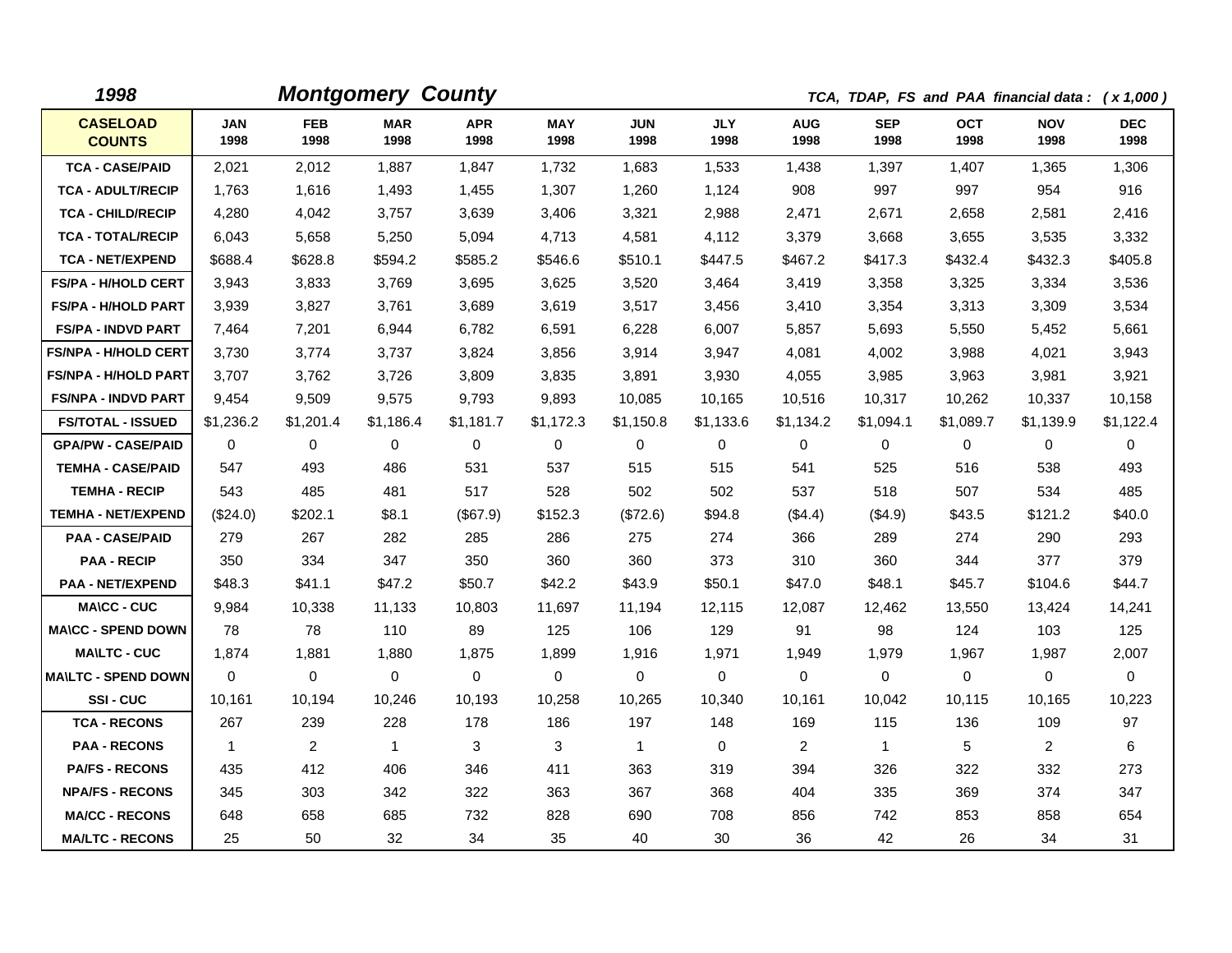**1998** **Montgomery County** ***TCA, TDAP, FS and PAA financial data : ( x 1,000 )***

| CASELOAD COUNTS | JAN 1998 | FEB 1998 | MAR 1998 | APR 1998 | MAY 1998 | JUN 1998 | JLY 1998 | AUG 1998 | SEP 1998 | OCT 1998 | NOV 1998 | DEC 1998 |
|---|---|---|---|---|---|---|---|---|---|---|---|---|
| TCA - CASE/PAID | 2,021 | 2,012 | 1,887 | 1,847 | 1,732 | 1,683 | 1,533 | 1,438 | 1,397 | 1,407 | 1,365 | 1,306 |
| TCA - ADULT/RECIP | 1,763 | 1,616 | 1,493 | 1,455 | 1,307 | 1,260 | 1,124 | 908 | 997 | 997 | 954 | 916 |
| TCA - CHILD/RECIP | 4,280 | 4,042 | 3,757 | 3,639 | 3,406 | 3,321 | 2,988 | 2,471 | 2,671 | 2,658 | 2,581 | 2,416 |
| TCA - TOTAL/RECIP | 6,043 | 5,658 | 5,250 | 5,094 | 4,713 | 4,581 | 4,112 | 3,379 | 3,668 | 3,655 | 3,535 | 3,332 |
| TCA - NET/EXPEND | $688.4 | $628.8 | $594.2 | $585.2 | $546.6 | $510.1 | $447.5 | $467.2 | $417.3 | $432.4 | $432.3 | $405.8 |
| FS/PA - H/HOLD CERT | 3,943 | 3,833 | 3,769 | 3,695 | 3,625 | 3,520 | 3,464 | 3,419 | 3,358 | 3,325 | 3,334 | 3,536 |
| FS/PA - H/HOLD PART | 3,939 | 3,827 | 3,761 | 3,689 | 3,619 | 3,517 | 3,456 | 3,410 | 3,354 | 3,313 | 3,309 | 3,534 |
| FS/PA - INDVD PART | 7,464 | 7,201 | 6,944 | 6,782 | 6,591 | 6,228 | 6,007 | 5,857 | 5,693 | 5,550 | 5,452 | 5,661 |
| FS/NPA - H/HOLD CERT | 3,730 | 3,774 | 3,737 | 3,824 | 3,856 | 3,914 | 3,947 | 4,081 | 4,002 | 3,988 | 4,021 | 3,943 |
| FS/NPA - H/HOLD PART | 3,707 | 3,762 | 3,726 | 3,809 | 3,835 | 3,891 | 3,930 | 4,055 | 3,985 | 3,963 | 3,981 | 3,921 |
| FS/NPA - INDVD PART | 9,454 | 9,509 | 9,575 | 9,793 | 9,893 | 10,085 | 10,165 | 10,516 | 10,317 | 10,262 | 10,337 | 10,158 |
| FS/TOTAL - ISSUED | $1,236.2 | $1,201.4 | $1,186.4 | $1,181.7 | $1,172.3 | $1,150.8 | $1,133.6 | $1,134.2 | $1,094.1 | $1,089.7 | $1,139.9 | $1,122.4 |
| GPA/PW - CASE/PAID | 0 | 0 | 0 | 0 | 0 | 0 | 0 | 0 | 0 | 0 | 0 | 0 |
| TEMHA - CASE/PAID | 547 | 493 | 486 | 531 | 537 | 515 | 515 | 541 | 525 | 516 | 538 | 493 |
| TEMHA - RECIP | 543 | 485 | 481 | 517 | 528 | 502 | 502 | 537 | 518 | 507 | 534 | 485 |
| TEMHA - NET/EXPEND | ($24.0) | $202.1 | $8.1 | ($67.9) | $152.3 | ($72.6) | $94.8 | ($4.4) | ($4.9) | $43.5 | $121.2 | $40.0 |
| PAA - CASE/PAID | 279 | 267 | 282 | 285 | 286 | 275 | 274 | 366 | 289 | 274 | 290 | 293 |
| PAA - RECIP | 350 | 334 | 347 | 350 | 360 | 360 | 373 | 310 | 360 | 344 | 377 | 379 |
| PAA - NET/EXPEND | $48.3 | $41.1 | $47.2 | $50.7 | $42.2 | $43.9 | $50.1 | $47.0 | $48.1 | $45.7 | $104.6 | $44.7 |
| MA\CC - CUC | 9,984 | 10,338 | 11,133 | 10,803 | 11,697 | 11,194 | 12,115 | 12,087 | 12,462 | 13,550 | 13,424 | 14,241 |
| MA\CC - SPEND DOWN | 78 | 78 | 110 | 89 | 125 | 106 | 129 | 91 | 98 | 124 | 103 | 125 |
| MA\LTC - CUC | 1,874 | 1,881 | 1,880 | 1,875 | 1,899 | 1,916 | 1,971 | 1,949 | 1,979 | 1,967 | 1,987 | 2,007 |
| MA\LTC - SPEND DOWN | 0 | 0 | 0 | 0 | 0 | 0 | 0 | 0 | 0 | 0 | 0 | 0 |
| SSI - CUC | 10,161 | 10,194 | 10,246 | 10,193 | 10,258 | 10,265 | 10,340 | 10,161 | 10,042 | 10,115 | 10,165 | 10,223 |
| TCA - RECONS | 267 | 239 | 228 | 178 | 186 | 197 | 148 | 169 | 115 | 136 | 109 | 97 |
| PAA - RECONS | 1 | 2 | 1 | 3 | 3 | 1 | 0 | 2 | 1 | 5 | 2 | 6 |
| PA/FS - RECONS | 435 | 412 | 406 | 346 | 411 | 363 | 319 | 394 | 326 | 322 | 332 | 273 |
| NPA/FS - RECONS | 345 | 303 | 342 | 322 | 363 | 367 | 368 | 404 | 335 | 369 | 374 | 347 |
| MA/CC - RECONS | 648 | 658 | 685 | 732 | 828 | 690 | 708 | 856 | 742 | 853 | 858 | 654 |
| MA/LTC - RECONS | 25 | 50 | 32 | 34 | 35 | 40 | 30 | 36 | 42 | 26 | 34 | 31 |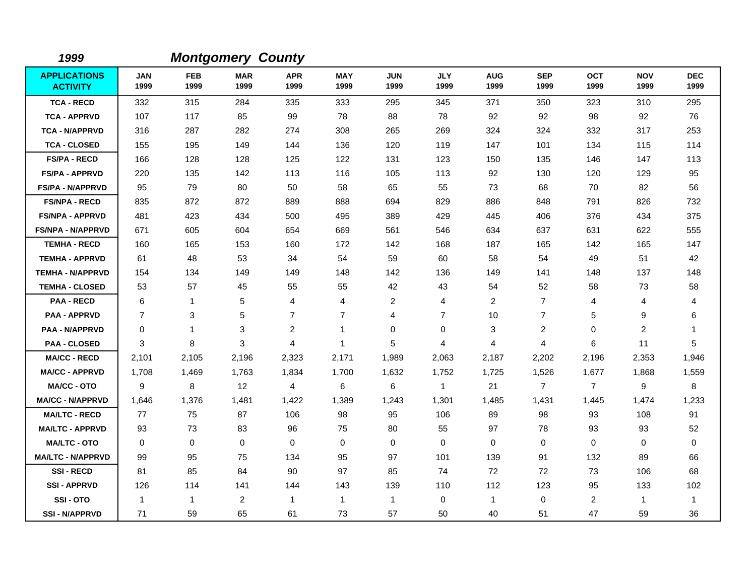**1999** **Montgomery County**

| APPLICATIONS ACTIVITY | JAN 1999 | FEB 1999 | MAR 1999 | APR 1999 | MAY 1999 | JUN 1999 | JLY 1999 | AUG 1999 | SEP 1999 | OCT 1999 | NOV 1999 | DEC 1999 |
|---|---|---|---|---|---|---|---|---|---|---|---|---|
| TCA - RECD | 332 | 315 | 284 | 335 | 333 | 295 | 345 | 371 | 350 | 323 | 310 | 295 |
| TCA - APPRVD | 107 | 117 | 85 | 99 | 78 | 88 | 78 | 92 | 92 | 98 | 92 | 76 |
| TCA - N/APPRVD | 316 | 287 | 282 | 274 | 308 | 265 | 269 | 324 | 324 | 332 | 317 | 253 |
| TCA - CLOSED | 155 | 195 | 149 | 144 | 136 | 120 | 119 | 147 | 101 | 134 | 115 | 114 |
| FS/PA - RECD | 166 | 128 | 128 | 125 | 122 | 131 | 123 | 150 | 135 | 146 | 147 | 113 |
| FS/PA - APPRVD | 220 | 135 | 142 | 113 | 116 | 105 | 113 | 92 | 130 | 120 | 129 | 95 |
| FS/PA - N/APPRVD | 95 | 79 | 80 | 50 | 58 | 65 | 55 | 73 | 68 | 70 | 82 | 56 |
| FS/NPA - RECD | 835 | 872 | 872 | 889 | 888 | 694 | 829 | 886 | 848 | 791 | 826 | 732 |
| FS/NPA - APPRVD | 481 | 423 | 434 | 500 | 495 | 389 | 429 | 445 | 406 | 376 | 434 | 375 |
| FS/NPA - N/APPRVD | 671 | 605 | 604 | 654 | 669 | 561 | 546 | 634 | 637 | 631 | 622 | 555 |
| TEMHA - RECD | 160 | 165 | 153 | 160 | 172 | 142 | 168 | 187 | 165 | 142 | 165 | 147 |
| TEMHA - APPRVD | 61 | 48 | 53 | 34 | 54 | 59 | 60 | 58 | 54 | 49 | 51 | 42 |
| TEMHA - N/APPRVD | 154 | 134 | 149 | 149 | 148 | 142 | 136 | 149 | 141 | 148 | 137 | 148 |
| TEMHA - CLOSED | 53 | 57 | 45 | 55 | 55 | 42 | 43 | 54 | 52 | 58 | 73 | 58 |
| PAA - RECD | 6 | 1 | 5 | 4 | 4 | 2 | 4 | 2 | 7 | 4 | 4 | 4 |
| PAA - APPRVD | 7 | 3 | 5 | 7 | 7 | 4 | 7 | 10 | 7 | 5 | 9 | 6 |
| PAA - N/APPRVD | 0 | 1 | 3 | 2 | 1 | 0 | 0 | 3 | 2 | 0 | 2 | 1 |
| PAA - CLOSED | 3 | 8 | 3 | 4 | 1 | 5 | 4 | 4 | 4 | 6 | 11 | 5 |
| MA/CC - RECD | 2,101 | 2,105 | 2,196 | 2,323 | 2,171 | 1,989 | 2,063 | 2,187 | 2,202 | 2,196 | 2,353 | 1,946 |
| MA/CC - APPRVD | 1,708 | 1,469 | 1,763 | 1,834 | 1,700 | 1,632 | 1,752 | 1,725 | 1,526 | 1,677 | 1,868 | 1,559 |
| MA/CC - OTO | 9 | 8 | 12 | 4 | 6 | 6 | 1 | 21 | 7 | 7 | 9 | 8 |
| MA/CC - N/APPRVD | 1,646 | 1,376 | 1,481 | 1,422 | 1,389 | 1,243 | 1,301 | 1,485 | 1,431 | 1,445 | 1,474 | 1,233 |
| MA/LTC - RECD | 77 | 75 | 87 | 106 | 98 | 95 | 106 | 89 | 98 | 93 | 108 | 91 |
| MA/LTC - APPRVD | 93 | 73 | 83 | 96 | 75 | 80 | 55 | 97 | 78 | 93 | 93 | 52 |
| MA/LTC - OTO | 0 | 0 | 0 | 0 | 0 | 0 | 0 | 0 | 0 | 0 | 0 | 0 |
| MA/LTC - N/APPRVD | 99 | 95 | 75 | 134 | 95 | 97 | 101 | 139 | 91 | 132 | 89 | 66 |
| SSI - RECD | 81 | 85 | 84 | 90 | 97 | 85 | 74 | 72 | 72 | 73 | 106 | 68 |
| SSI - APPRVD | 126 | 114 | 141 | 144 | 143 | 139 | 110 | 112 | 123 | 95 | 133 | 102 |
| SSI - OTO | 1 | 1 | 2 | 1 | 1 | 1 | 0 | 1 | 0 | 2 | 1 | 1 |
| SSI - N/APPRVD | 71 | 59 | 65 | 61 | 73 | 57 | 50 | 40 | 51 | 47 | 59 | 36 |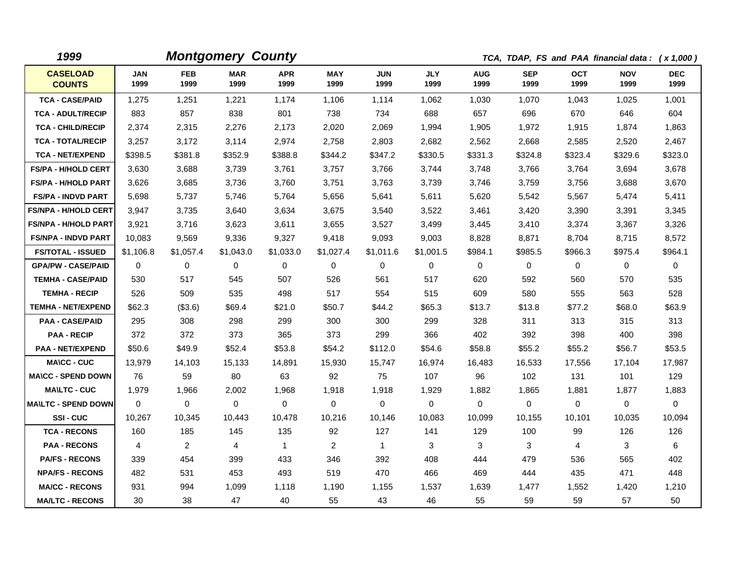*1999* ***Montgomery County*** *TCA, TDAP, FS and PAA financial data : ( x 1,000 )*

| CASELOAD COUNTS | JAN 1999 | FEB 1999 | MAR 1999 | APR 1999 | MAY 1999 | JUN 1999 | JLY 1999 | AUG 1999 | SEP 1999 | OCT 1999 | NOV 1999 | DEC 1999 |
|---|---|---|---|---|---|---|---|---|---|---|---|---|
| TCA - CASE/PAID | 1,275 | 1,251 | 1,221 | 1,174 | 1,106 | 1,114 | 1,062 | 1,030 | 1,070 | 1,043 | 1,025 | 1,001 |
| TCA - ADULT/RECIP | 883 | 857 | 838 | 801 | 738 | 734 | 688 | 657 | 696 | 670 | 646 | 604 |
| TCA - CHILD/RECIP | 2,374 | 2,315 | 2,276 | 2,173 | 2,020 | 2,069 | 1,994 | 1,905 | 1,972 | 1,915 | 1,874 | 1,863 |
| TCA - TOTAL/RECIP | 3,257 | 3,172 | 3,114 | 2,974 | 2,758 | 2,803 | 2,682 | 2,562 | 2,668 | 2,585 | 2,520 | 2,467 |
| TCA - NET/EXPEND | $398.5 | $381.8 | $352.9 | $388.8 | $344.2 | $347.2 | $330.5 | $331.3 | $324.8 | $323.4 | $329.6 | $323.0 |
| FS/PA - H/HOLD CERT | 3,630 | 3,688 | 3,739 | 3,761 | 3,757 | 3,766 | 3,744 | 3,748 | 3,766 | 3,764 | 3,694 | 3,678 |
| FS/PA - H/HOLD PART | 3,626 | 3,685 | 3,736 | 3,760 | 3,751 | 3,763 | 3,739 | 3,746 | 3,759 | 3,756 | 3,688 | 3,670 |
| FS/PA - INDVD PART | 5,698 | 5,737 | 5,746 | 5,764 | 5,656 | 5,641 | 5,611 | 5,620 | 5,542 | 5,567 | 5,474 | 5,411 |
| FS/NPA - H/HOLD CERT | 3,947 | 3,735 | 3,640 | 3,634 | 3,675 | 3,540 | 3,522 | 3,461 | 3,420 | 3,390 | 3,391 | 3,345 |
| FS/NPA - H/HOLD PART | 3,921 | 3,716 | 3,623 | 3,611 | 3,655 | 3,527 | 3,499 | 3,445 | 3,410 | 3,374 | 3,367 | 3,326 |
| FS/NPA - INDVD PART | 10,083 | 9,569 | 9,336 | 9,327 | 9,418 | 9,093 | 9,003 | 8,828 | 8,871 | 8,704 | 8,715 | 8,572 |
| FS/TOTAL - ISSUED | $1,106.8 | $1,057.4 | $1,043.0 | $1,033.0 | $1,027.4 | $1,011.6 | $1,001.5 | $984.1 | $985.5 | $966.3 | $975.4 | $964.1 |
| GPA/PW - CASE/PAID | 0 | 0 | 0 | 0 | 0 | 0 | 0 | 0 | 0 | 0 | 0 | 0 |
| TEMHA - CASE/PAID | 530 | 517 | 545 | 507 | 526 | 561 | 517 | 620 | 592 | 560 | 570 | 535 |
| TEMHA - RECIP | 526 | 509 | 535 | 498 | 517 | 554 | 515 | 609 | 580 | 555 | 563 | 528 |
| TEMHA - NET/EXPEND | $62.3 | ($3.6) | $69.4 | $21.0 | $50.7 | $44.2 | $65.3 | $13.7 | $13.8 | $77.2 | $68.0 | $63.9 |
| PAA - CASE/PAID | 295 | 308 | 298 | 299 | 300 | 300 | 299 | 328 | 311 | 313 | 315 | 313 |
| PAA - RECIP | 372 | 372 | 373 | 365 | 373 | 299 | 366 | 402 | 392 | 398 | 400 | 398 |
| PAA - NET/EXPEND | $50.6 | $49.9 | $52.4 | $53.8 | $54.2 | $112.0 | $54.6 | $58.8 | $55.2 | $55.2 | $56.7 | $53.5 |
| MA\CC - CUC | 13,979 | 14,103 | 15,133 | 14,891 | 15,930 | 15,747 | 16,974 | 16,483 | 16,533 | 17,556 | 17,104 | 17,987 |
| MA\CC - SPEND DOWN | 76 | 59 | 80 | 63 | 92 | 75 | 107 | 96 | 102 | 131 | 101 | 129 |
| MA\LTC - CUC | 1,979 | 1,966 | 2,002 | 1,968 | 1,918 | 1,918 | 1,929 | 1,882 | 1,865 | 1,881 | 1,877 | 1,883 |
| MA\LTC - SPEND DOWN | 0 | 0 | 0 | 0 | 0 | 0 | 0 | 0 | 0 | 0 | 0 | 0 |
| SSI - CUC | 10,267 | 10,345 | 10,443 | 10,478 | 10,216 | 10,146 | 10,083 | 10,099 | 10,155 | 10,101 | 10,035 | 10,094 |
| TCA - RECONS | 160 | 185 | 145 | 135 | 92 | 127 | 141 | 129 | 100 | 99 | 126 | 126 |
| PAA - RECONS | 4 | 2 | 4 | 1 | 2 | 1 | 3 | 3 | 3 | 4 | 3 | 6 |
| PA/FS - RECONS | 339 | 454 | 399 | 433 | 346 | 392 | 408 | 444 | 479 | 536 | 565 | 402 |
| NPA/FS - RECONS | 482 | 531 | 453 | 493 | 519 | 470 | 466 | 469 | 444 | 435 | 471 | 448 |
| MA/CC - RECONS | 931 | 994 | 1,099 | 1,118 | 1,190 | 1,155 | 1,537 | 1,639 | 1,477 | 1,552 | 1,420 | 1,210 |
| MA/LTC - RECONS | 30 | 38 | 47 | 40 | 55 | 43 | 46 | 55 | 59 | 59 | 57 | 50 |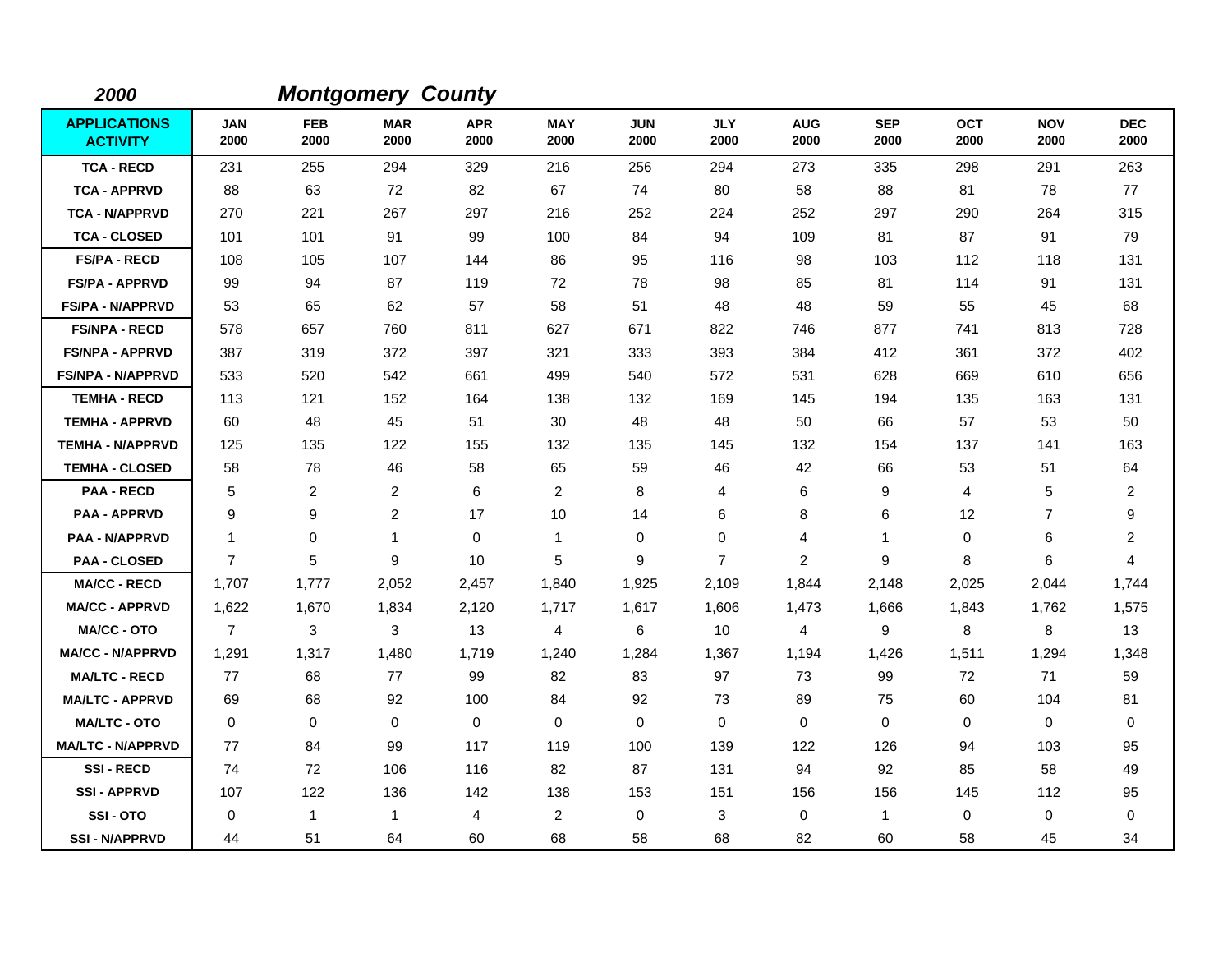## *2000* *Montgomery County*

| APPLICATIONS ACTIVITY | JAN 2000 | FEB 2000 | MAR 2000 | APR 2000 | MAY 2000 | JUN 2000 | JLY 2000 | AUG 2000 | SEP 2000 | OCT 2000 | NOV 2000 | DEC 2000 |
|---|---|---|---|---|---|---|---|---|---|---|---|---|
| TCA - RECD | 231 | 255 | 294 | 329 | 216 | 256 | 294 | 273 | 335 | 298 | 291 | 263 |
| TCA - APPRVD | 88 | 63 | 72 | 82 | 67 | 74 | 80 | 58 | 88 | 81 | 78 | 77 |
| TCA - N/APPRVD | 270 | 221 | 267 | 297 | 216 | 252 | 224 | 252 | 297 | 290 | 264 | 315 |
| TCA - CLOSED | 101 | 101 | 91 | 99 | 100 | 84 | 94 | 109 | 81 | 87 | 91 | 79 |
| FS/PA - RECD | 108 | 105 | 107 | 144 | 86 | 95 | 116 | 98 | 103 | 112 | 118 | 131 |
| FS/PA - APPRVD | 99 | 94 | 87 | 119 | 72 | 78 | 98 | 85 | 81 | 114 | 91 | 131 |
| FS/PA - N/APPRVD | 53 | 65 | 62 | 57 | 58 | 51 | 48 | 48 | 59 | 55 | 45 | 68 |
| FS/NPA - RECD | 578 | 657 | 760 | 811 | 627 | 671 | 822 | 746 | 877 | 741 | 813 | 728 |
| FS/NPA - APPRVD | 387 | 319 | 372 | 397 | 321 | 333 | 393 | 384 | 412 | 361 | 372 | 402 |
| FS/NPA - N/APPRVD | 533 | 520 | 542 | 661 | 499 | 540 | 572 | 531 | 628 | 669 | 610 | 656 |
| TEMHA - RECD | 113 | 121 | 152 | 164 | 138 | 132 | 169 | 145 | 194 | 135 | 163 | 131 |
| TEMHA - APPRVD | 60 | 48 | 45 | 51 | 30 | 48 | 48 | 50 | 66 | 57 | 53 | 50 |
| TEMHA - N/APPRVD | 125 | 135 | 122 | 155 | 132 | 135 | 145 | 132 | 154 | 137 | 141 | 163 |
| TEMHA - CLOSED | 58 | 78 | 46 | 58 | 65 | 59 | 46 | 42 | 66 | 53 | 51 | 64 |
| PAA - RECD | 5 | 2 | 2 | 6 | 2 | 8 | 4 | 6 | 9 | 4 | 5 | 2 |
| PAA - APPRVD | 9 | 9 | 2 | 17 | 10 | 14 | 6 | 8 | 6 | 12 | 7 | 9 |
| PAA - N/APPRVD | 1 | 0 | 1 | 0 | 1 | 0 | 0 | 4 | 1 | 0 | 6 | 2 |
| PAA - CLOSED | 7 | 5 | 9 | 10 | 5 | 9 | 7 | 2 | 9 | 8 | 6 | 4 |
| MA/CC - RECD | 1,707 | 1,777 | 2,052 | 2,457 | 1,840 | 1,925 | 2,109 | 1,844 | 2,148 | 2,025 | 2,044 | 1,744 |
| MA/CC - APPRVD | 1,622 | 1,670 | 1,834 | 2,120 | 1,717 | 1,617 | 1,606 | 1,473 | 1,666 | 1,843 | 1,762 | 1,575 |
| MA/CC - OTO | 7 | 3 | 3 | 13 | 4 | 6 | 10 | 4 | 9 | 8 | 8 | 13 |
| MA/CC - N/APPRVD | 1,291 | 1,317 | 1,480 | 1,719 | 1,240 | 1,284 | 1,367 | 1,194 | 1,426 | 1,511 | 1,294 | 1,348 |
| MA/LTC - RECD | 77 | 68 | 77 | 99 | 82 | 83 | 97 | 73 | 99 | 72 | 71 | 59 |
| MA/LTC - APPRVD | 69 | 68 | 92 | 100 | 84 | 92 | 73 | 89 | 75 | 60 | 104 | 81 |
| MA/LTC - OTO | 0 | 0 | 0 | 0 | 0 | 0 | 0 | 0 | 0 | 0 | 0 | 0 |
| MA/LTC - N/APPRVD | 77 | 84 | 99 | 117 | 119 | 100 | 139 | 122 | 126 | 94 | 103 | 95 |
| SSI - RECD | 74 | 72 | 106 | 116 | 82 | 87 | 131 | 94 | 92 | 85 | 58 | 49 |
| SSI - APPRVD | 107 | 122 | 136 | 142 | 138 | 153 | 151 | 156 | 156 | 145 | 112 | 95 |
| SSI - OTO | 0 | 1 | 1 | 4 | 2 | 0 | 3 | 0 | 1 | 0 | 0 | 0 |
| SSI - N/APPRVD | 44 | 51 | 64 | 60 | 68 | 58 | 68 | 82 | 60 | 58 | 45 | 34 |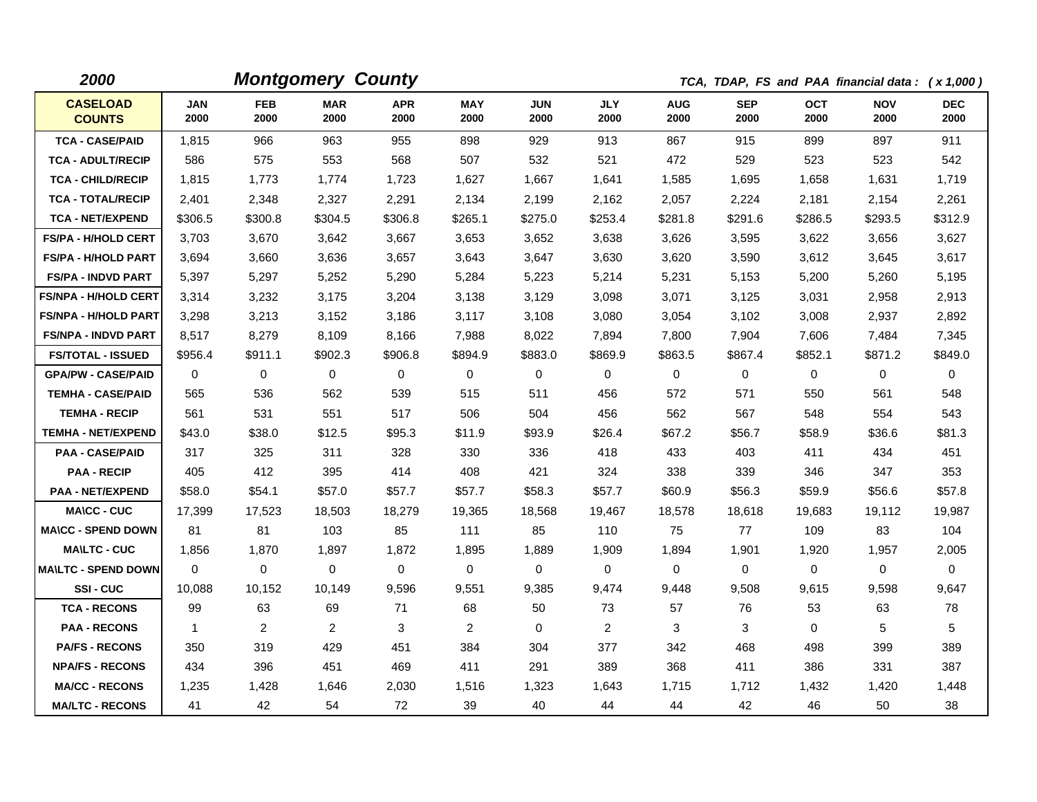**2000** **Montgomery County** *TCA, TDAP, FS and PAA financial data : ( x 1,000 )*

| CASELOAD COUNTS | JAN 2000 | FEB 2000 | MAR 2000 | APR 2000 | MAY 2000 | JUN 2000 | JLY 2000 | AUG 2000 | SEP 2000 | OCT 2000 | NOV 2000 | DEC 2000 |
|---|---|---|---|---|---|---|---|---|---|---|---|---|
| TCA - CASE/PAID | 1,815 | 966 | 963 | 955 | 898 | 929 | 913 | 867 | 915 | 899 | 897 | 911 |
| TCA - ADULT/RECIP | 586 | 575 | 553 | 568 | 507 | 532 | 521 | 472 | 529 | 523 | 523 | 542 |
| TCA - CHILD/RECIP | 1,815 | 1,773 | 1,774 | 1,723 | 1,627 | 1,667 | 1,641 | 1,585 | 1,695 | 1,658 | 1,631 | 1,719 |
| TCA - TOTAL/RECIP | 2,401 | 2,348 | 2,327 | 2,291 | 2,134 | 2,199 | 2,162 | 2,057 | 2,224 | 2,181 | 2,154 | 2,261 |
| TCA - NET/EXPEND | $306.5 | $300.8 | $304.5 | $306.8 | $265.1 | $275.0 | $253.4 | $281.8 | $291.6 | $286.5 | $293.5 | $312.9 |
| FS/PA - H/HOLD CERT | 3,703 | 3,670 | 3,642 | 3,667 | 3,653 | 3,652 | 3,638 | 3,626 | 3,595 | 3,622 | 3,656 | 3,627 |
| FS/PA - H/HOLD PART | 3,694 | 3,660 | 3,636 | 3,657 | 3,643 | 3,647 | 3,630 | 3,620 | 3,590 | 3,612 | 3,645 | 3,617 |
| FS/PA - INDVD PART | 5,397 | 5,297 | 5,252 | 5,290 | 5,284 | 5,223 | 5,214 | 5,231 | 5,153 | 5,200 | 5,260 | 5,195 |
| FS/NPA - H/HOLD CERT | 3,314 | 3,232 | 3,175 | 3,204 | 3,138 | 3,129 | 3,098 | 3,071 | 3,125 | 3,031 | 2,958 | 2,913 |
| FS/NPA - H/HOLD PART | 3,298 | 3,213 | 3,152 | 3,186 | 3,117 | 3,108 | 3,080 | 3,054 | 3,102 | 3,008 | 2,937 | 2,892 |
| FS/NPA - INDVD PART | 8,517 | 8,279 | 8,109 | 8,166 | 7,988 | 8,022 | 7,894 | 7,800 | 7,904 | 7,606 | 7,484 | 7,345 |
| FS/TOTAL - ISSUED | $956.4 | $911.1 | $902.3 | $906.8 | $894.9 | $883.0 | $869.9 | $863.5 | $867.4 | $852.1 | $871.2 | $849.0 |
| GPA/PW - CASE/PAID | 0 | 0 | 0 | 0 | 0 | 0 | 0 | 0 | 0 | 0 | 0 | 0 |
| TEMHA - CASE/PAID | 565 | 536 | 562 | 539 | 515 | 511 | 456 | 572 | 571 | 550 | 561 | 548 |
| TEMHA - RECIP | 561 | 531 | 551 | 517 | 506 | 504 | 456 | 562 | 567 | 548 | 554 | 543 |
| TEMHA - NET/EXPEND | $43.0 | $38.0 | $12.5 | $95.3 | $11.9 | $93.9 | $26.4 | $67.2 | $56.7 | $58.9 | $36.6 | $81.3 |
| PAA - CASE/PAID | 317 | 325 | 311 | 328 | 330 | 336 | 418 | 433 | 403 | 411 | 434 | 451 |
| PAA - RECIP | 405 | 412 | 395 | 414 | 408 | 421 | 324 | 338 | 339 | 346 | 347 | 353 |
| PAA - NET/EXPEND | $58.0 | $54.1 | $57.0 | $57.7 | $57.7 | $58.3 | $57.7 | $60.9 | $56.3 | $59.9 | $56.6 | $57.8 |
| MA\CC - CUC | 17,399 | 17,523 | 18,503 | 18,279 | 19,365 | 18,568 | 19,467 | 18,578 | 18,618 | 19,683 | 19,112 | 19,987 |
| MA\CC - SPEND DOWN | 81 | 81 | 103 | 85 | 111 | 85 | 110 | 75 | 77 | 109 | 83 | 104 |
| MA\LTC - CUC | 1,856 | 1,870 | 1,897 | 1,872 | 1,895 | 1,889 | 1,909 | 1,894 | 1,901 | 1,920 | 1,957 | 2,005 |
| MA\LTC - SPEND DOWN | 0 | 0 | 0 | 0 | 0 | 0 | 0 | 0 | 0 | 0 | 0 | 0 |
| SSI - CUC | 10,088 | 10,152 | 10,149 | 9,596 | 9,551 | 9,385 | 9,474 | 9,448 | 9,508 | 9,615 | 9,598 | 9,647 |
| TCA - RECONS | 99 | 63 | 69 | 71 | 68 | 50 | 73 | 57 | 76 | 53 | 63 | 78 |
| PAA - RECONS | 1 | 2 | 2 | 3 | 2 | 0 | 2 | 3 | 3 | 0 | 5 | 5 |
| PA/FS - RECONS | 350 | 319 | 429 | 451 | 384 | 304 | 377 | 342 | 468 | 498 | 399 | 389 |
| NPA/FS - RECONS | 434 | 396 | 451 | 469 | 411 | 291 | 389 | 368 | 411 | 386 | 331 | 387 |
| MA/CC - RECONS | 1,235 | 1,428 | 1,646 | 2,030 | 1,516 | 1,323 | 1,643 | 1,715 | 1,712 | 1,432 | 1,420 | 1,448 |
| MA/LTC - RECONS | 41 | 42 | 54 | 72 | 39 | 40 | 44 | 44 | 42 | 46 | 50 | 38 |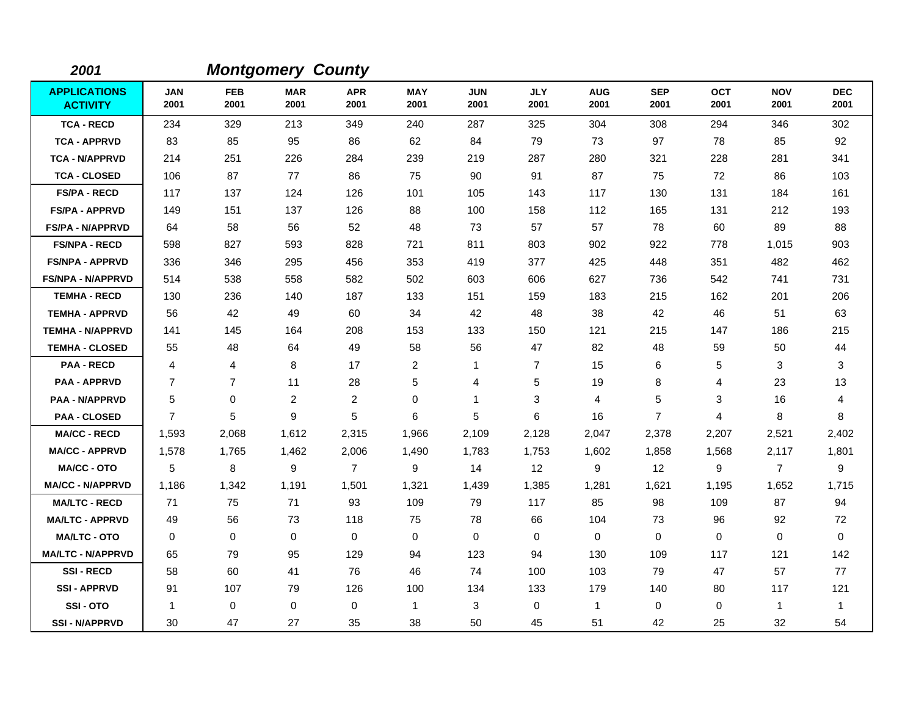**2001** ***Montgomery County***

| APPLICATIONS ACTIVITY | JAN 2001 | FEB 2001 | MAR 2001 | APR 2001 | MAY 2001 | JUN 2001 | JLY 2001 | AUG 2001 | SEP 2001 | OCT 2001 | NOV 2001 | DEC 2001 |
|---|---|---|---|---|---|---|---|---|---|---|---|---|
| TCA - RECD | 234 | 329 | 213 | 349 | 240 | 287 | 325 | 304 | 308 | 294 | 346 | 302 |
| TCA - APPRVD | 83 | 85 | 95 | 86 | 62 | 84 | 79 | 73 | 97 | 78 | 85 | 92 |
| TCA - N/APPRVD | 214 | 251 | 226 | 284 | 239 | 219 | 287 | 280 | 321 | 228 | 281 | 341 |
| TCA - CLOSED | 106 | 87 | 77 | 86 | 75 | 90 | 91 | 87 | 75 | 72 | 86 | 103 |
| FS/PA - RECD | 117 | 137 | 124 | 126 | 101 | 105 | 143 | 117 | 130 | 131 | 184 | 161 |
| FS/PA - APPRVD | 149 | 151 | 137 | 126 | 88 | 100 | 158 | 112 | 165 | 131 | 212 | 193 |
| FS/PA - N/APPRVD | 64 | 58 | 56 | 52 | 48 | 73 | 57 | 57 | 78 | 60 | 89 | 88 |
| FS/NPA - RECD | 598 | 827 | 593 | 828 | 721 | 811 | 803 | 902 | 922 | 778 | 1,015 | 903 |
| FS/NPA - APPRVD | 336 | 346 | 295 | 456 | 353 | 419 | 377 | 425 | 448 | 351 | 482 | 462 |
| FS/NPA - N/APPRVD | 514 | 538 | 558 | 582 | 502 | 603 | 606 | 627 | 736 | 542 | 741 | 731 |
| TEMHA - RECD | 130 | 236 | 140 | 187 | 133 | 151 | 159 | 183 | 215 | 162 | 201 | 206 |
| TEMHA - APPRVD | 56 | 42 | 49 | 60 | 34 | 42 | 48 | 38 | 42 | 46 | 51 | 63 |
| TEMHA - N/APPRVD | 141 | 145 | 164 | 208 | 153 | 133 | 150 | 121 | 215 | 147 | 186 | 215 |
| TEMHA - CLOSED | 55 | 48 | 64 | 49 | 58 | 56 | 47 | 82 | 48 | 59 | 50 | 44 |
| PAA - RECD | 4 | 4 | 8 | 17 | 2 | 1 | 7 | 15 | 6 | 5 | 3 | 3 |
| PAA - APPRVD | 7 | 7 | 11 | 28 | 5 | 4 | 5 | 19 | 8 | 4 | 23 | 13 |
| PAA - N/APPRVD | 5 | 0 | 2 | 2 | 0 | 1 | 3 | 4 | 5 | 3 | 16 | 4 |
| PAA - CLOSED | 7 | 5 | 9 | 5 | 6 | 5 | 6 | 16 | 7 | 4 | 8 | 8 |
| MA/CC - RECD | 1,593 | 2,068 | 1,612 | 2,315 | 1,966 | 2,109 | 2,128 | 2,047 | 2,378 | 2,207 | 2,521 | 2,402 |
| MA/CC - APPRVD | 1,578 | 1,765 | 1,462 | 2,006 | 1,490 | 1,783 | 1,753 | 1,602 | 1,858 | 1,568 | 2,117 | 1,801 |
| MA/CC - OTO | 5 | 8 | 9 | 7 | 9 | 14 | 12 | 9 | 12 | 9 | 7 | 9 |
| MA/CC - N/APPRVD | 1,186 | 1,342 | 1,191 | 1,501 | 1,321 | 1,439 | 1,385 | 1,281 | 1,621 | 1,195 | 1,652 | 1,715 |
| MA/LTC - RECD | 71 | 75 | 71 | 93 | 109 | 79 | 117 | 85 | 98 | 109 | 87 | 94 |
| MA/LTC - APPRVD | 49 | 56 | 73 | 118 | 75 | 78 | 66 | 104 | 73 | 96 | 92 | 72 |
| MA/LTC - OTO | 0 | 0 | 0 | 0 | 0 | 0 | 0 | 0 | 0 | 0 | 0 | 0 |
| MA/LTC - N/APPRVD | 65 | 79 | 95 | 129 | 94 | 123 | 94 | 130 | 109 | 117 | 121 | 142 |
| SSI - RECD | 58 | 60 | 41 | 76 | 46 | 74 | 100 | 103 | 79 | 47 | 57 | 77 |
| SSI - APPRVD | 91 | 107 | 79 | 126 | 100 | 134 | 133 | 179 | 140 | 80 | 117 | 121 |
| SSI - OTO | 1 | 0 | 0 | 0 | 1 | 3 | 0 | 1 | 0 | 0 | 1 | 1 |
| SSI - N/APPRVD | 30 | 47 | 27 | 35 | 38 | 50 | 45 | 51 | 42 | 25 | 32 | 54 |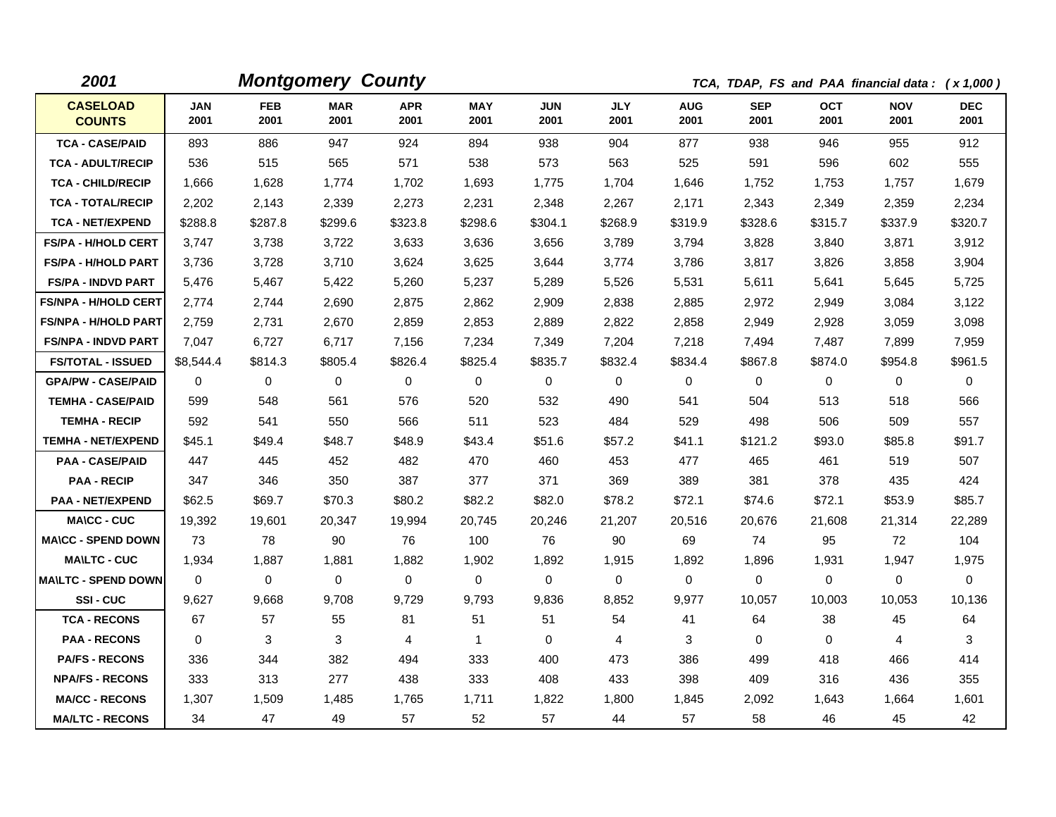**2001** ***Montgomery County*** *TCA, TDAP, FS and PAA financial data : ( x 1,000 )*

| CASELOAD COUNTS | JAN 2001 | FEB 2001 | MAR 2001 | APR 2001 | MAY 2001 | JUN 2001 | JLY 2001 | AUG 2001 | SEP 2001 | OCT 2001 | NOV 2001 | DEC 2001 |
|---|---|---|---|---|---|---|---|---|---|---|---|---|
| TCA - CASE/PAID | 893 | 886 | 947 | 924 | 894 | 938 | 904 | 877 | 938 | 946 | 955 | 912 |
| TCA - ADULT/RECIP | 536 | 515 | 565 | 571 | 538 | 573 | 563 | 525 | 591 | 596 | 602 | 555 |
| TCA - CHILD/RECIP | 1,666 | 1,628 | 1,774 | 1,702 | 1,693 | 1,775 | 1,704 | 1,646 | 1,752 | 1,753 | 1,757 | 1,679 |
| TCA - TOTAL/RECIP | 2,202 | 2,143 | 2,339 | 2,273 | 2,231 | 2,348 | 2,267 | 2,171 | 2,343 | 2,349 | 2,359 | 2,234 |
| TCA - NET/EXPEND | $288.8 | $287.8 | $299.6 | $323.8 | $298.6 | $304.1 | $268.9 | $319.9 | $328.6 | $315.7 | $337.9 | $320.7 |
| FS/PA - H/HOLD CERT | 3,747 | 3,738 | 3,722 | 3,633 | 3,636 | 3,656 | 3,789 | 3,794 | 3,828 | 3,840 | 3,871 | 3,912 |
| FS/PA - H/HOLD PART | 3,736 | 3,728 | 3,710 | 3,624 | 3,625 | 3,644 | 3,774 | 3,786 | 3,817 | 3,826 | 3,858 | 3,904 |
| FS/PA - INDVD PART | 5,476 | 5,467 | 5,422 | 5,260 | 5,237 | 5,289 | 5,526 | 5,531 | 5,611 | 5,641 | 5,645 | 5,725 |
| FS/NPA - H/HOLD CERT | 2,774 | 2,744 | 2,690 | 2,875 | 2,862 | 2,909 | 2,838 | 2,885 | 2,972 | 2,949 | 3,084 | 3,122 |
| FS/NPA - H/HOLD PART | 2,759 | 2,731 | 2,670 | 2,859 | 2,853 | 2,889 | 2,822 | 2,858 | 2,949 | 2,928 | 3,059 | 3,098 |
| FS/NPA - INDVD PART | 7,047 | 6,727 | 6,717 | 7,156 | 7,234 | 7,349 | 7,204 | 7,218 | 7,494 | 7,487 | 7,899 | 7,959 |
| FS/TOTAL - ISSUED | $8,544.4 | $814.3 | $805.4 | $826.4 | $825.4 | $835.7 | $832.4 | $834.4 | $867.8 | $874.0 | $954.8 | $961.5 |
| GPA/PW - CASE/PAID | 0 | 0 | 0 | 0 | 0 | 0 | 0 | 0 | 0 | 0 | 0 | 0 |
| TEMHA - CASE/PAID | 599 | 548 | 561 | 576 | 520 | 532 | 490 | 541 | 504 | 513 | 518 | 566 |
| TEMHA - RECIP | 592 | 541 | 550 | 566 | 511 | 523 | 484 | 529 | 498 | 506 | 509 | 557 |
| TEMHA - NET/EXPEND | $45.1 | $49.4 | $48.7 | $48.9 | $43.4 | $51.6 | $57.2 | $41.1 | $121.2 | $93.0 | $85.8 | $91.7 |
| PAA - CASE/PAID | 447 | 445 | 452 | 482 | 470 | 460 | 453 | 477 | 465 | 461 | 519 | 507 |
| PAA - RECIP | 347 | 346 | 350 | 387 | 377 | 371 | 369 | 389 | 381 | 378 | 435 | 424 |
| PAA - NET/EXPEND | $62.5 | $69.7 | $70.3 | $80.2 | $82.2 | $82.0 | $78.2 | $72.1 | $74.6 | $72.1 | $53.9 | $85.7 |
| MA\CC - CUC | 19,392 | 19,601 | 20,347 | 19,994 | 20,745 | 20,246 | 21,207 | 20,516 | 20,676 | 21,608 | 21,314 | 22,289 |
| MA\CC - SPEND DOWN | 73 | 78 | 90 | 76 | 100 | 76 | 90 | 69 | 74 | 95 | 72 | 104 |
| MA\LTC - CUC | 1,934 | 1,887 | 1,881 | 1,882 | 1,902 | 1,892 | 1,915 | 1,892 | 1,896 | 1,931 | 1,947 | 1,975 |
| MA\LTC - SPEND DOWN | 0 | 0 | 0 | 0 | 0 | 0 | 0 | 0 | 0 | 0 | 0 | 0 |
| SSI - CUC | 9,627 | 9,668 | 9,708 | 9,729 | 9,793 | 9,836 | 8,852 | 9,977 | 10,057 | 10,003 | 10,053 | 10,136 |
| TCA - RECONS | 67 | 57 | 55 | 81 | 51 | 51 | 54 | 41 | 64 | 38 | 45 | 64 |
| PAA - RECONS | 0 | 3 | 3 | 4 | 1 | 0 | 4 | 3 | 0 | 0 | 4 | 3 |
| PA/FS - RECONS | 336 | 344 | 382 | 494 | 333 | 400 | 473 | 386 | 499 | 418 | 466 | 414 |
| NPA/FS - RECONS | 333 | 313 | 277 | 438 | 333 | 408 | 433 | 398 | 409 | 316 | 436 | 355 |
| MA/CC - RECONS | 1,307 | 1,509 | 1,485 | 1,765 | 1,711 | 1,822 | 1,800 | 1,845 | 2,092 | 1,643 | 1,664 | 1,601 |
| MA/LTC - RECONS | 34 | 47 | 49 | 57 | 52 | 57 | 44 | 57 | 58 | 46 | 45 | 42 |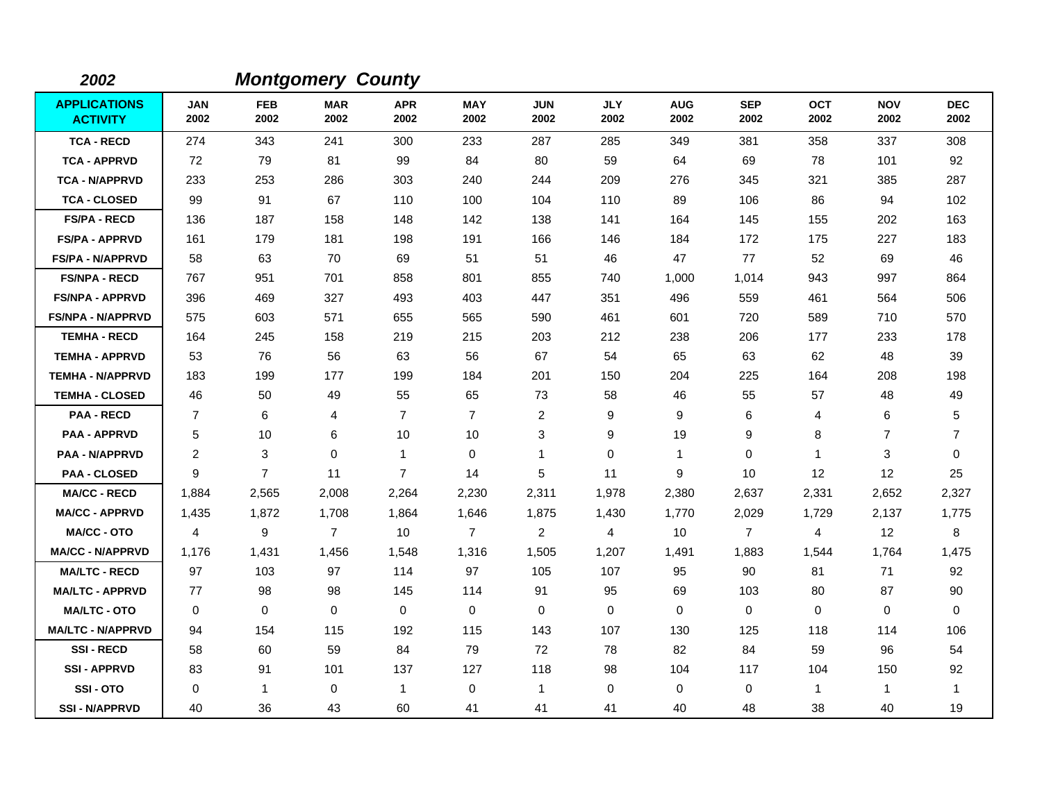**2002** ***Montgomery County***

| APPLICATIONS ACTIVITY | JAN 2002 | FEB 2002 | MAR 2002 | APR 2002 | MAY 2002 | JUN 2002 | JLY 2002 | AUG 2002 | SEP 2002 | OCT 2002 | NOV 2002 | DEC 2002 |
|---|---|---|---|---|---|---|---|---|---|---|---|---|
| TCA - RECD | 274 | 343 | 241 | 300 | 233 | 287 | 285 | 349 | 381 | 358 | 337 | 308 |
| TCA - APPRVD | 72 | 79 | 81 | 99 | 84 | 80 | 59 | 64 | 69 | 78 | 101 | 92 |
| TCA - N/APPRVD | 233 | 253 | 286 | 303 | 240 | 244 | 209 | 276 | 345 | 321 | 385 | 287 |
| TCA - CLOSED | 99 | 91 | 67 | 110 | 100 | 104 | 110 | 89 | 106 | 86 | 94 | 102 |
| FS/PA - RECD | 136 | 187 | 158 | 148 | 142 | 138 | 141 | 164 | 145 | 155 | 202 | 163 |
| FS/PA - APPRVD | 161 | 179 | 181 | 198 | 191 | 166 | 146 | 184 | 172 | 175 | 227 | 183 |
| FS/PA - N/APPRVD | 58 | 63 | 70 | 69 | 51 | 51 | 46 | 47 | 77 | 52 | 69 | 46 |
| FS/NPA - RECD | 767 | 951 | 701 | 858 | 801 | 855 | 740 | 1,000 | 1,014 | 943 | 997 | 864 |
| FS/NPA - APPRVD | 396 | 469 | 327 | 493 | 403 | 447 | 351 | 496 | 559 | 461 | 564 | 506 |
| FS/NPA - N/APPRVD | 575 | 603 | 571 | 655 | 565 | 590 | 461 | 601 | 720 | 589 | 710 | 570 |
| TEMHA - RECD | 164 | 245 | 158 | 219 | 215 | 203 | 212 | 238 | 206 | 177 | 233 | 178 |
| TEMHA - APPRVD | 53 | 76 | 56 | 63 | 56 | 67 | 54 | 65 | 63 | 62 | 48 | 39 |
| TEMHA - N/APPRVD | 183 | 199 | 177 | 199 | 184 | 201 | 150 | 204 | 225 | 164 | 208 | 198 |
| TEMHA - CLOSED | 46 | 50 | 49 | 55 | 65 | 73 | 58 | 46 | 55 | 57 | 48 | 49 |
| PAA - RECD | 7 | 6 | 4 | 7 | 7 | 2 | 9 | 9 | 6 | 4 | 6 | 5 |
| PAA - APPRVD | 5 | 10 | 6 | 10 | 10 | 3 | 9 | 19 | 9 | 8 | 7 | 7 |
| PAA - N/APPRVD | 2 | 3 | 0 | 1 | 0 | 1 | 0 | 1 | 0 | 1 | 3 | 0 |
| PAA - CLOSED | 9 | 7 | 11 | 7 | 14 | 5 | 11 | 9 | 10 | 12 | 12 | 25 |
| MA/CC - RECD | 1,884 | 2,565 | 2,008 | 2,264 | 2,230 | 2,311 | 1,978 | 2,380 | 2,637 | 2,331 | 2,652 | 2,327 |
| MA/CC - APPRVD | 1,435 | 1,872 | 1,708 | 1,864 | 1,646 | 1,875 | 1,430 | 1,770 | 2,029 | 1,729 | 2,137 | 1,775 |
| MA/CC - OTO | 4 | 9 | 7 | 10 | 7 | 2 | 4 | 10 | 7 | 4 | 12 | 8 |
| MA/CC - N/APPRVD | 1,176 | 1,431 | 1,456 | 1,548 | 1,316 | 1,505 | 1,207 | 1,491 | 1,883 | 1,544 | 1,764 | 1,475 |
| MA/LTC - RECD | 97 | 103 | 97 | 114 | 97 | 105 | 107 | 95 | 90 | 81 | 71 | 92 |
| MA/LTC - APPRVD | 77 | 98 | 98 | 145 | 114 | 91 | 95 | 69 | 103 | 80 | 87 | 90 |
| MA/LTC - OTO | 0 | 0 | 0 | 0 | 0 | 0 | 0 | 0 | 0 | 0 | 0 | 0 |
| MA/LTC - N/APPRVD | 94 | 154 | 115 | 192 | 115 | 143 | 107 | 130 | 125 | 118 | 114 | 106 |
| SSI - RECD | 58 | 60 | 59 | 84 | 79 | 72 | 78 | 82 | 84 | 59 | 96 | 54 |
| SSI - APPRVD | 83 | 91 | 101 | 137 | 127 | 118 | 98 | 104 | 117 | 104 | 150 | 92 |
| SSI - OTO | 0 | 1 | 0 | 1 | 0 | 1 | 0 | 0 | 0 | 1 | 1 | 1 |
| SSI - N/APPRVD | 40 | 36 | 43 | 60 | 41 | 41 | 41 | 40 | 48 | 38 | 40 | 19 |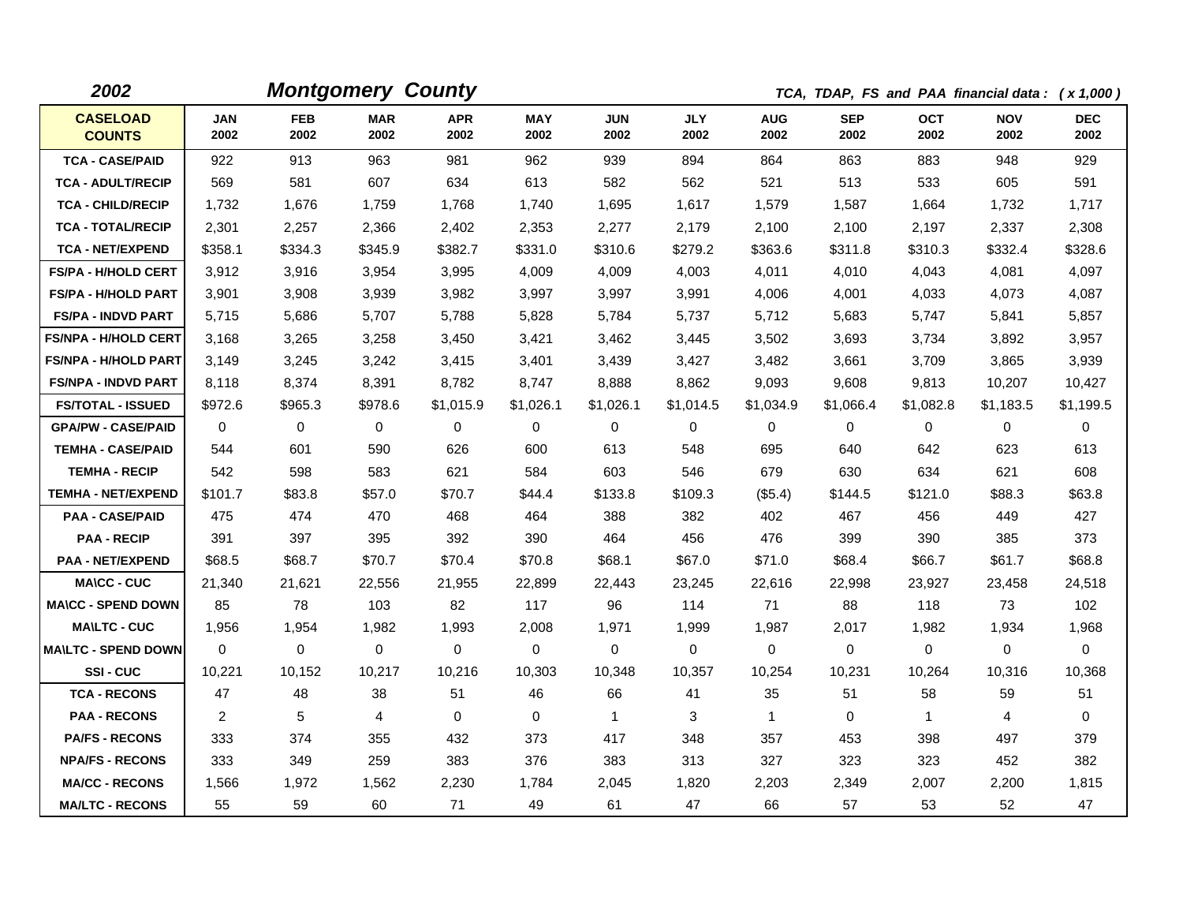**2002** ***Montgomery County*** *TCA, TDAP, FS and PAA financial data : ( x 1,000 )*

| CASELOAD COUNTS | JAN 2002 | FEB 2002 | MAR 2002 | APR 2002 | MAY 2002 | JUN 2002 | JLY 2002 | AUG 2002 | SEP 2002 | OCT 2002 | NOV 2002 | DEC 2002 |
|---|---|---|---|---|---|---|---|---|---|---|---|---|
| TCA - CASE/PAID | 922 | 913 | 963 | 981 | 962 | 939 | 894 | 864 | 863 | 883 | 948 | 929 |
| TCA - ADULT/RECIP | 569 | 581 | 607 | 634 | 613 | 582 | 562 | 521 | 513 | 533 | 605 | 591 |
| TCA - CHILD/RECIP | 1,732 | 1,676 | 1,759 | 1,768 | 1,740 | 1,695 | 1,617 | 1,579 | 1,587 | 1,664 | 1,732 | 1,717 |
| TCA - TOTAL/RECIP | 2,301 | 2,257 | 2,366 | 2,402 | 2,353 | 2,277 | 2,179 | 2,100 | 2,100 | 2,197 | 2,337 | 2,308 |
| TCA - NET/EXPEND | $358.1 | $334.3 | $345.9 | $382.7 | $331.0 | $310.6 | $279.2 | $363.6 | $311.8 | $310.3 | $332.4 | $328.6 |
| FS/PA - H/HOLD CERT | 3,912 | 3,916 | 3,954 | 3,995 | 4,009 | 4,009 | 4,003 | 4,011 | 4,010 | 4,043 | 4,081 | 4,097 |
| FS/PA - H/HOLD PART | 3,901 | 3,908 | 3,939 | 3,982 | 3,997 | 3,997 | 3,991 | 4,006 | 4,001 | 4,033 | 4,073 | 4,087 |
| FS/PA - INDVD PART | 5,715 | 5,686 | 5,707 | 5,788 | 5,828 | 5,784 | 5,737 | 5,712 | 5,683 | 5,747 | 5,841 | 5,857 |
| FS/NPA - H/HOLD CERT | 3,168 | 3,265 | 3,258 | 3,450 | 3,421 | 3,462 | 3,445 | 3,502 | 3,693 | 3,734 | 3,892 | 3,957 |
| FS/NPA - H/HOLD PART | 3,149 | 3,245 | 3,242 | 3,415 | 3,401 | 3,439 | 3,427 | 3,482 | 3,661 | 3,709 | 3,865 | 3,939 |
| FS/NPA - INDVD PART | 8,118 | 8,374 | 8,391 | 8,782 | 8,747 | 8,888 | 8,862 | 9,093 | 9,608 | 9,813 | 10,207 | 10,427 |
| FS/TOTAL - ISSUED | $972.6 | $965.3 | $978.6 | $1,015.9 | $1,026.1 | $1,026.1 | $1,014.5 | $1,034.9 | $1,066.4 | $1,082.8 | $1,183.5 | $1,199.5 |
| GPA/PW - CASE/PAID | 0 | 0 | 0 | 0 | 0 | 0 | 0 | 0 | 0 | 0 | 0 | 0 |
| TEMHA - CASE/PAID | 544 | 601 | 590 | 626 | 600 | 613 | 548 | 695 | 640 | 642 | 623 | 613 |
| TEMHA - RECIP | 542 | 598 | 583 | 621 | 584 | 603 | 546 | 679 | 630 | 634 | 621 | 608 |
| TEMHA - NET/EXPEND | $101.7 | $83.8 | $57.0 | $70.7 | $44.4 | $133.8 | $109.3 | ($5.4) | $144.5 | $121.0 | $88.3 | $63.8 |
| PAA - CASE/PAID | 475 | 474 | 470 | 468 | 464 | 388 | 382 | 402 | 467 | 456 | 449 | 427 |
| PAA - RECIP | 391 | 397 | 395 | 392 | 390 | 464 | 456 | 476 | 399 | 390 | 385 | 373 |
| PAA - NET/EXPEND | $68.5 | $68.7 | $70.7 | $70.4 | $70.8 | $68.1 | $67.0 | $71.0 | $68.4 | $66.7 | $61.7 | $68.8 |
| MA\CC - CUC | 21,340 | 21,621 | 22,556 | 21,955 | 22,899 | 22,443 | 23,245 | 22,616 | 22,998 | 23,927 | 23,458 | 24,518 |
| MA\CC - SPEND DOWN | 85 | 78 | 103 | 82 | 117 | 96 | 114 | 71 | 88 | 118 | 73 | 102 |
| MA\LTC - CUC | 1,956 | 1,954 | 1,982 | 1,993 | 2,008 | 1,971 | 1,999 | 1,987 | 2,017 | 1,982 | 1,934 | 1,968 |
| MA\LTC - SPEND DOWN | 0 | 0 | 0 | 0 | 0 | 0 | 0 | 0 | 0 | 0 | 0 | 0 |
| SSI - CUC | 10,221 | 10,152 | 10,217 | 10,216 | 10,303 | 10,348 | 10,357 | 10,254 | 10,231 | 10,264 | 10,316 | 10,368 |
| TCA - RECONS | 47 | 48 | 38 | 51 | 46 | 66 | 41 | 35 | 51 | 58 | 59 | 51 |
| PAA - RECONS | 2 | 5 | 4 | 0 | 0 | 1 | 3 | 1 | 0 | 1 | 4 | 0 |
| PA/FS - RECONS | 333 | 374 | 355 | 432 | 373 | 417 | 348 | 357 | 453 | 398 | 497 | 379 |
| NPA/FS - RECONS | 333 | 349 | 259 | 383 | 376 | 383 | 313 | 327 | 323 | 323 | 452 | 382 |
| MA/CC - RECONS | 1,566 | 1,972 | 1,562 | 2,230 | 1,784 | 2,045 | 1,820 | 2,203 | 2,349 | 2,007 | 2,200 | 1,815 |
| MA/LTC - RECONS | 55 | 59 | 60 | 71 | 49 | 61 | 47 | 66 | 57 | 53 | 52 | 47 |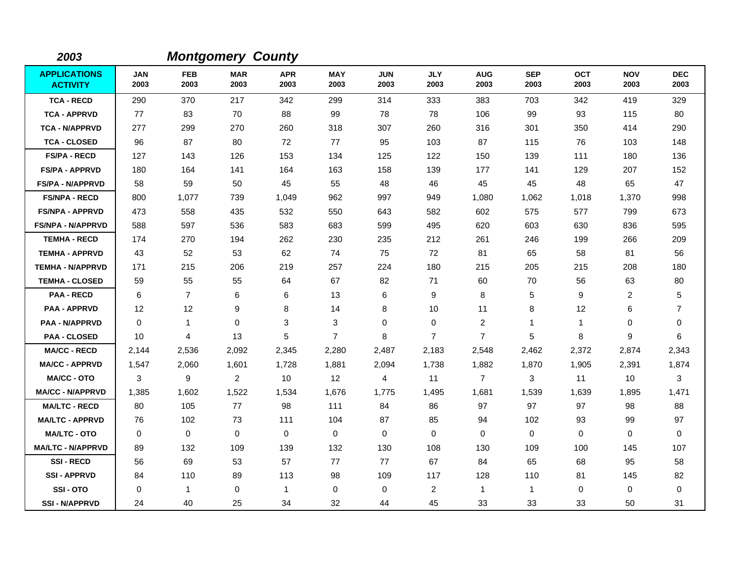**2003** **Montgomery County**

| APPLICATIONS ACTIVITY | JAN 2003 | FEB 2003 | MAR 2003 | APR 2003 | MAY 2003 | JUN 2003 | JLY 2003 | AUG 2003 | SEP 2003 | OCT 2003 | NOV 2003 | DEC 2003 |
|---|---|---|---|---|---|---|---|---|---|---|---|---|
| TCA - RECD | 290 | 370 | 217 | 342 | 299 | 314 | 333 | 383 | 703 | 342 | 419 | 329 |
| TCA - APPRVD | 77 | 83 | 70 | 88 | 99 | 78 | 78 | 106 | 99 | 93 | 115 | 80 |
| TCA - N/APPRVD | 277 | 299 | 270 | 260 | 318 | 307 | 260 | 316 | 301 | 350 | 414 | 290 |
| TCA - CLOSED | 96 | 87 | 80 | 72 | 77 | 95 | 103 | 87 | 115 | 76 | 103 | 148 |
| FS/PA - RECD | 127 | 143 | 126 | 153 | 134 | 125 | 122 | 150 | 139 | 111 | 180 | 136 |
| FS/PA - APPRVD | 180 | 164 | 141 | 164 | 163 | 158 | 139 | 177 | 141 | 129 | 207 | 152 |
| FS/PA - N/APPRVD | 58 | 59 | 50 | 45 | 55 | 48 | 46 | 45 | 45 | 48 | 65 | 47 |
| FS/NPA - RECD | 800 | 1,077 | 739 | 1,049 | 962 | 997 | 949 | 1,080 | 1,062 | 1,018 | 1,370 | 998 |
| FS/NPA - APPRVD | 473 | 558 | 435 | 532 | 550 | 643 | 582 | 602 | 575 | 577 | 799 | 673 |
| FS/NPA - N/APPRVD | 588 | 597 | 536 | 583 | 683 | 599 | 495 | 620 | 603 | 630 | 836 | 595 |
| TEMHA - RECD | 174 | 270 | 194 | 262 | 230 | 235 | 212 | 261 | 246 | 199 | 266 | 209 |
| TEMHA - APPRVD | 43 | 52 | 53 | 62 | 74 | 75 | 72 | 81 | 65 | 58 | 81 | 56 |
| TEMHA - N/APPRVD | 171 | 215 | 206 | 219 | 257 | 224 | 180 | 215 | 205 | 215 | 208 | 180 |
| TEMHA - CLOSED | 59 | 55 | 55 | 64 | 67 | 82 | 71 | 60 | 70 | 56 | 63 | 80 |
| PAA - RECD | 6 | 7 | 6 | 6 | 13 | 6 | 9 | 8 | 5 | 9 | 2 | 5 |
| PAA - APPRVD | 12 | 12 | 9 | 8 | 14 | 8 | 10 | 11 | 8 | 12 | 6 | 7 |
| PAA - N/APPRVD | 0 | 1 | 0 | 3 | 3 | 0 | 0 | 2 | 1 | 1 | 0 | 0 |
| PAA - CLOSED | 10 | 4 | 13 | 5 | 7 | 8 | 7 | 7 | 5 | 8 | 9 | 6 |
| MA/CC - RECD | 2,144 | 2,536 | 2,092 | 2,345 | 2,280 | 2,487 | 2,183 | 2,548 | 2,462 | 2,372 | 2,874 | 2,343 |
| MA/CC - APPRVD | 1,547 | 2,060 | 1,601 | 1,728 | 1,881 | 2,094 | 1,738 | 1,882 | 1,870 | 1,905 | 2,391 | 1,874 |
| MA/CC - OTO | 3 | 9 | 2 | 10 | 12 | 4 | 11 | 7 | 3 | 11 | 10 | 3 |
| MA/CC - N/APPRVD | 1,385 | 1,602 | 1,522 | 1,534 | 1,676 | 1,775 | 1,495 | 1,681 | 1,539 | 1,639 | 1,895 | 1,471 |
| MA/LTC - RECD | 80 | 105 | 77 | 98 | 111 | 84 | 86 | 97 | 97 | 97 | 98 | 88 |
| MA/LTC - APPRVD | 76 | 102 | 73 | 111 | 104 | 87 | 85 | 94 | 102 | 93 | 99 | 97 |
| MA/LTC - OTO | 0 | 0 | 0 | 0 | 0 | 0 | 0 | 0 | 0 | 0 | 0 | 0 |
| MA/LTC - N/APPRVD | 89 | 132 | 109 | 139 | 132 | 130 | 108 | 130 | 109 | 100 | 145 | 107 |
| SSI - RECD | 56 | 69 | 53 | 57 | 77 | 77 | 67 | 84 | 65 | 68 | 95 | 58 |
| SSI - APPRVD | 84 | 110 | 89 | 113 | 98 | 109 | 117 | 128 | 110 | 81 | 145 | 82 |
| SSI - OTO | 0 | 1 | 0 | 1 | 0 | 0 | 2 | 1 | 1 | 0 | 0 | 0 |
| SSI - N/APPRVD | 24 | 40 | 25 | 34 | 32 | 44 | 45 | 33 | 33 | 33 | 50 | 31 |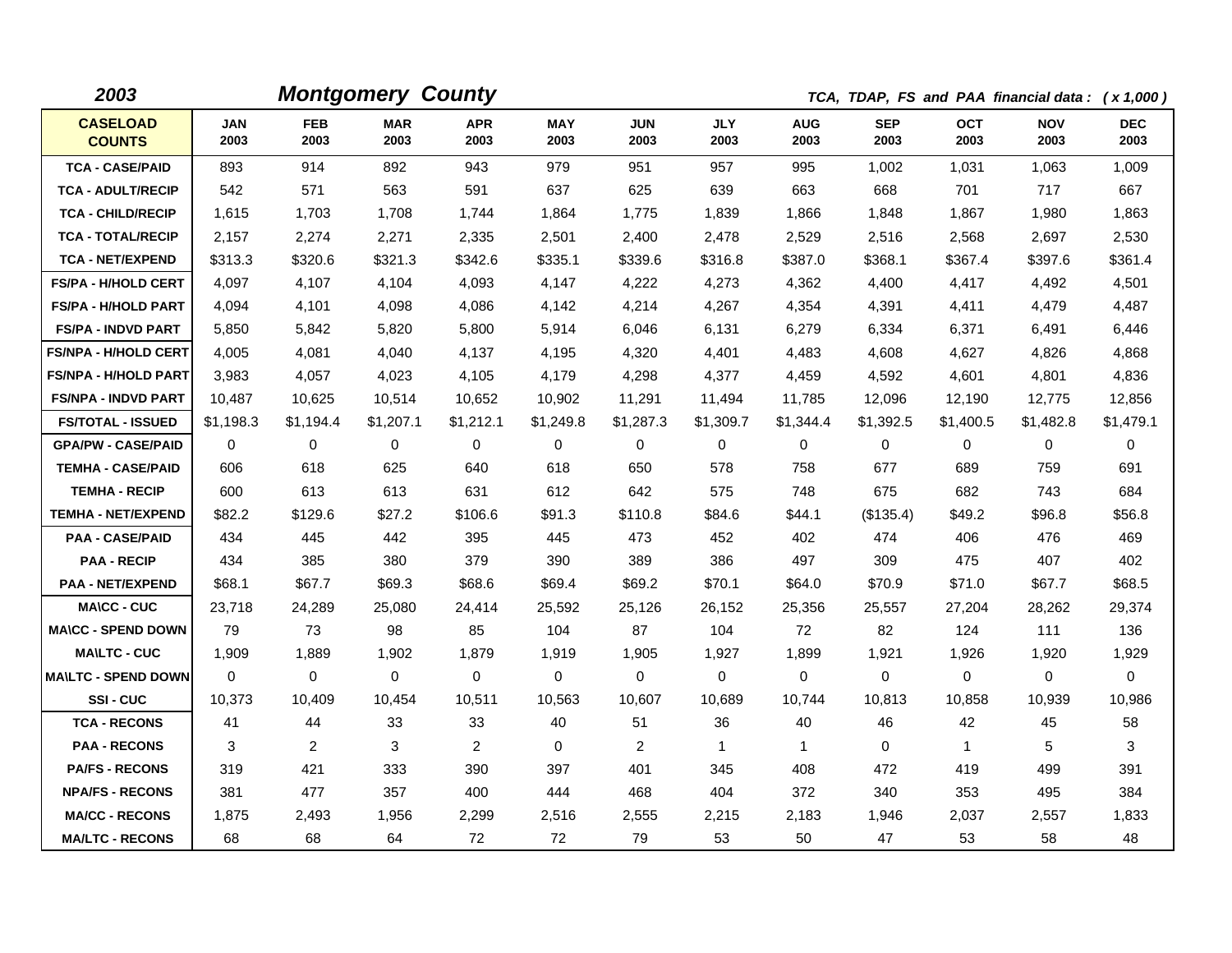**2003** **Montgomery County** *TCA, TDAP, FS and PAA financial data : ( x 1,000 )*

| CASELOAD COUNTS | JAN 2003 | FEB 2003 | MAR 2003 | APR 2003 | MAY 2003 | JUN 2003 | JLY 2003 | AUG 2003 | SEP 2003 | OCT 2003 | NOV 2003 | DEC 2003 |
|---|---|---|---|---|---|---|---|---|---|---|---|---|
| TCA - CASE/PAID | 893 | 914 | 892 | 943 | 979 | 951 | 957 | 995 | 1,002 | 1,031 | 1,063 | 1,009 |
| TCA - ADULT/RECIP | 542 | 571 | 563 | 591 | 637 | 625 | 639 | 663 | 668 | 701 | 717 | 667 |
| TCA - CHILD/RECIP | 1,615 | 1,703 | 1,708 | 1,744 | 1,864 | 1,775 | 1,839 | 1,866 | 1,848 | 1,867 | 1,980 | 1,863 |
| TCA - TOTAL/RECIP | 2,157 | 2,274 | 2,271 | 2,335 | 2,501 | 2,400 | 2,478 | 2,529 | 2,516 | 2,568 | 2,697 | 2,530 |
| TCA - NET/EXPEND | $313.3 | $320.6 | $321.3 | $342.6 | $335.1 | $339.6 | $316.8 | $387.0 | $368.1 | $367.4 | $397.6 | $361.4 |
| FS/PA - H/HOLD CERT | 4,097 | 4,107 | 4,104 | 4,093 | 4,147 | 4,222 | 4,273 | 4,362 | 4,400 | 4,417 | 4,492 | 4,501 |
| FS/PA - H/HOLD PART | 4,094 | 4,101 | 4,098 | 4,086 | 4,142 | 4,214 | 4,267 | 4,354 | 4,391 | 4,411 | 4,479 | 4,487 |
| FS/PA - INDVD PART | 5,850 | 5,842 | 5,820 | 5,800 | 5,914 | 6,046 | 6,131 | 6,279 | 6,334 | 6,371 | 6,491 | 6,446 |
| FS/NPA - H/HOLD CERT | 4,005 | 4,081 | 4,040 | 4,137 | 4,195 | 4,320 | 4,401 | 4,483 | 4,608 | 4,627 | 4,826 | 4,868 |
| FS/NPA - H/HOLD PART | 3,983 | 4,057 | 4,023 | 4,105 | 4,179 | 4,298 | 4,377 | 4,459 | 4,592 | 4,601 | 4,801 | 4,836 |
| FS/NPA - INDVD PART | 10,487 | 10,625 | 10,514 | 10,652 | 10,902 | 11,291 | 11,494 | 11,785 | 12,096 | 12,190 | 12,775 | 12,856 |
| FS/TOTAL - ISSUED | $1,198.3 | $1,194.4 | $1,207.1 | $1,212.1 | $1,249.8 | $1,287.3 | $1,309.7 | $1,344.4 | $1,392.5 | $1,400.5 | $1,482.8 | $1,479.1 |
| GPA/PW - CASE/PAID | 0 | 0 | 0 | 0 | 0 | 0 | 0 | 0 | 0 | 0 | 0 | 0 |
| TEMHA - CASE/PAID | 606 | 618 | 625 | 640 | 618 | 650 | 578 | 758 | 677 | 689 | 759 | 691 |
| TEMHA - RECIP | 600 | 613 | 613 | 631 | 612 | 642 | 575 | 748 | 675 | 682 | 743 | 684 |
| TEMHA - NET/EXPEND | $82.2 | $129.6 | $27.2 | $106.6 | $91.3 | $110.8 | $84.6 | $44.1 | ($135.4) | $49.2 | $96.8 | $56.8 |
| PAA - CASE/PAID | 434 | 445 | 442 | 395 | 445 | 473 | 452 | 402 | 474 | 406 | 476 | 469 |
| PAA - RECIP | 434 | 385 | 380 | 379 | 390 | 389 | 386 | 497 | 309 | 475 | 407 | 402 |
| PAA - NET/EXPEND | $68.1 | $67.7 | $69.3 | $68.6 | $69.4 | $69.2 | $70.1 | $64.0 | $70.9 | $71.0 | $67.7 | $68.5 |
| MA\CC - CUC | 23,718 | 24,289 | 25,080 | 24,414 | 25,592 | 25,126 | 26,152 | 25,356 | 25,557 | 27,204 | 28,262 | 29,374 |
| MA\CC - SPEND DOWN | 79 | 73 | 98 | 85 | 104 | 87 | 104 | 72 | 82 | 124 | 111 | 136 |
| MA\LTC - CUC | 1,909 | 1,889 | 1,902 | 1,879 | 1,919 | 1,905 | 1,927 | 1,899 | 1,921 | 1,926 | 1,920 | 1,929 |
| MA\LTC - SPEND DOWN | 0 | 0 | 0 | 0 | 0 | 0 | 0 | 0 | 0 | 0 | 0 | 0 |
| SSI - CUC | 10,373 | 10,409 | 10,454 | 10,511 | 10,563 | 10,607 | 10,689 | 10,744 | 10,813 | 10,858 | 10,939 | 10,986 |
| TCA - RECONS | 41 | 44 | 33 | 33 | 40 | 51 | 36 | 40 | 46 | 42 | 45 | 58 |
| PAA - RECONS | 3 | 2 | 3 | 2 | 0 | 2 | 1 | 1 | 0 | 1 | 5 | 3 |
| PA/FS - RECONS | 319 | 421 | 333 | 390 | 397 | 401 | 345 | 408 | 472 | 419 | 499 | 391 |
| NPA/FS - RECONS | 381 | 477 | 357 | 400 | 444 | 468 | 404 | 372 | 340 | 353 | 495 | 384 |
| MA/CC - RECONS | 1,875 | 2,493 | 1,956 | 2,299 | 2,516 | 2,555 | 2,215 | 2,183 | 1,946 | 2,037 | 2,557 | 1,833 |
| MA/LTC - RECONS | 68 | 68 | 64 | 72 | 72 | 79 | 53 | 50 | 47 | 53 | 58 | 48 |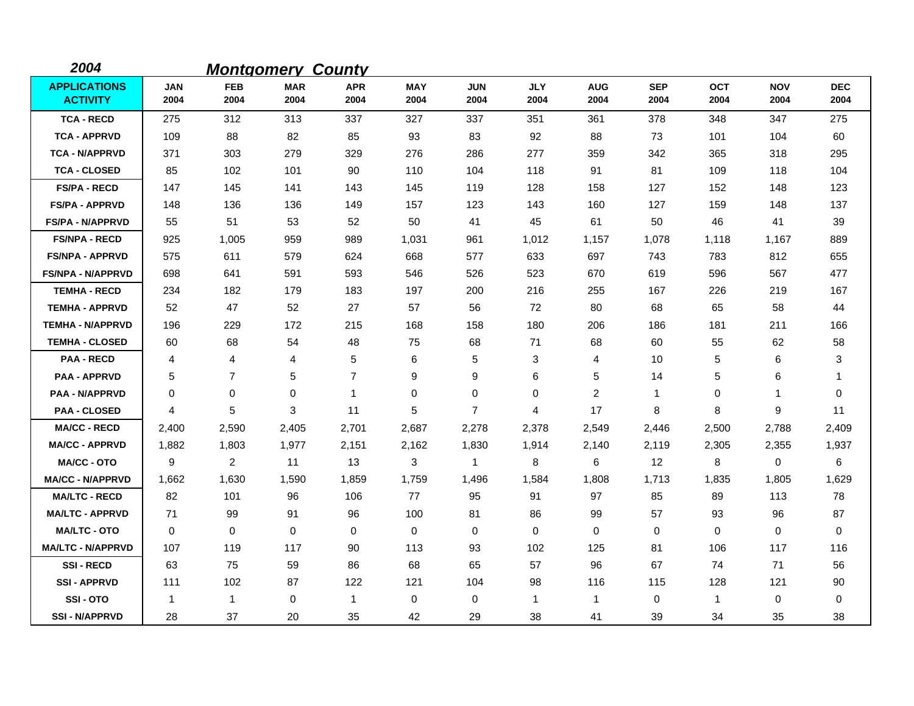**2004** ***Montgomery County***

| APPLICATIONS ACTIVITY | JAN 2004 | FEB 2004 | MAR 2004 | APR 2004 | MAY 2004 | JUN 2004 | JLY 2004 | AUG 2004 | SEP 2004 | OCT 2004 | NOV 2004 | DEC 2004 |
|---|---|---|---|---|---|---|---|---|---|---|---|---|
| TCA - RECD | 275 | 312 | 313 | 337 | 327 | 337 | 351 | 361 | 378 | 348 | 347 | 275 |
| TCA - APPRVD | 109 | 88 | 82 | 85 | 93 | 83 | 92 | 88 | 73 | 101 | 104 | 60 |
| TCA - N/APPRVD | 371 | 303 | 279 | 329 | 276 | 286 | 277 | 359 | 342 | 365 | 318 | 295 |
| TCA - CLOSED | 85 | 102 | 101 | 90 | 110 | 104 | 118 | 91 | 81 | 109 | 118 | 104 |
| FS/PA - RECD | 147 | 145 | 141 | 143 | 145 | 119 | 128 | 158 | 127 | 152 | 148 | 123 |
| FS/PA - APPRVD | 148 | 136 | 136 | 149 | 157 | 123 | 143 | 160 | 127 | 159 | 148 | 137 |
| FS/PA - N/APPRVD | 55 | 51 | 53 | 52 | 50 | 41 | 45 | 61 | 50 | 46 | 41 | 39 |
| FS/NPA - RECD | 925 | 1,005 | 959 | 989 | 1,031 | 961 | 1,012 | 1,157 | 1,078 | 1,118 | 1,167 | 889 |
| FS/NPA - APPRVD | 575 | 611 | 579 | 624 | 668 | 577 | 633 | 697 | 743 | 783 | 812 | 655 |
| FS/NPA - N/APPRVD | 698 | 641 | 591 | 593 | 546 | 526 | 523 | 670 | 619 | 596 | 567 | 477 |
| TEMHA - RECD | 234 | 182 | 179 | 183 | 197 | 200 | 216 | 255 | 167 | 226 | 219 | 167 |
| TEMHA - APPRVD | 52 | 47 | 52 | 27 | 57 | 56 | 72 | 80 | 68 | 65 | 58 | 44 |
| TEMHA - N/APPRVD | 196 | 229 | 172 | 215 | 168 | 158 | 180 | 206 | 186 | 181 | 211 | 166 |
| TEMHA - CLOSED | 60 | 68 | 54 | 48 | 75 | 68 | 71 | 68 | 60 | 55 | 62 | 58 |
| PAA - RECD | 4 | 4 | 4 | 5 | 6 | 5 | 3 | 4 | 10 | 5 | 6 | 3 |
| PAA - APPRVD | 5 | 7 | 5 | 7 | 9 | 9 | 6 | 5 | 14 | 5 | 6 | 1 |
| PAA - N/APPRVD | 0 | 0 | 0 | 1 | 0 | 0 | 0 | 2 | 1 | 0 | 1 | 0 |
| PAA - CLOSED | 4 | 5 | 3 | 11 | 5 | 7 | 4 | 17 | 8 | 8 | 9 | 11 |
| MA/CC - RECD | 2,400 | 2,590 | 2,405 | 2,701 | 2,687 | 2,278 | 2,378 | 2,549 | 2,446 | 2,500 | 2,788 | 2,409 |
| MA/CC - APPRVD | 1,882 | 1,803 | 1,977 | 2,151 | 2,162 | 1,830 | 1,914 | 2,140 | 2,119 | 2,305 | 2,355 | 1,937 |
| MA/CC - OTO | 9 | 2 | 11 | 13 | 3 | 1 | 8 | 6 | 12 | 8 | 0 | 6 |
| MA/CC - N/APPRVD | 1,662 | 1,630 | 1,590 | 1,859 | 1,759 | 1,496 | 1,584 | 1,808 | 1,713 | 1,835 | 1,805 | 1,629 |
| MA/LTC - RECD | 82 | 101 | 96 | 106 | 77 | 95 | 91 | 97 | 85 | 89 | 113 | 78 |
| MA/LTC - APPRVD | 71 | 99 | 91 | 96 | 100 | 81 | 86 | 99 | 57 | 93 | 96 | 87 |
| MA/LTC - OTO | 0 | 0 | 0 | 0 | 0 | 0 | 0 | 0 | 0 | 0 | 0 | 0 |
| MA/LTC - N/APPRVD | 107 | 119 | 117 | 90 | 113 | 93 | 102 | 125 | 81 | 106 | 117 | 116 |
| SSI - RECD | 63 | 75 | 59 | 86 | 68 | 65 | 57 | 96 | 67 | 74 | 71 | 56 |
| SSI - APPRVD | 111 | 102 | 87 | 122 | 121 | 104 | 98 | 116 | 115 | 128 | 121 | 90 |
| SSI - OTO | 1 | 1 | 0 | 1 | 0 | 0 | 1 | 1 | 0 | 1 | 0 | 0 |
| SSI - N/APPRVD | 28 | 37 | 20 | 35 | 42 | 29 | 38 | 41 | 39 | 34 | 35 | 38 |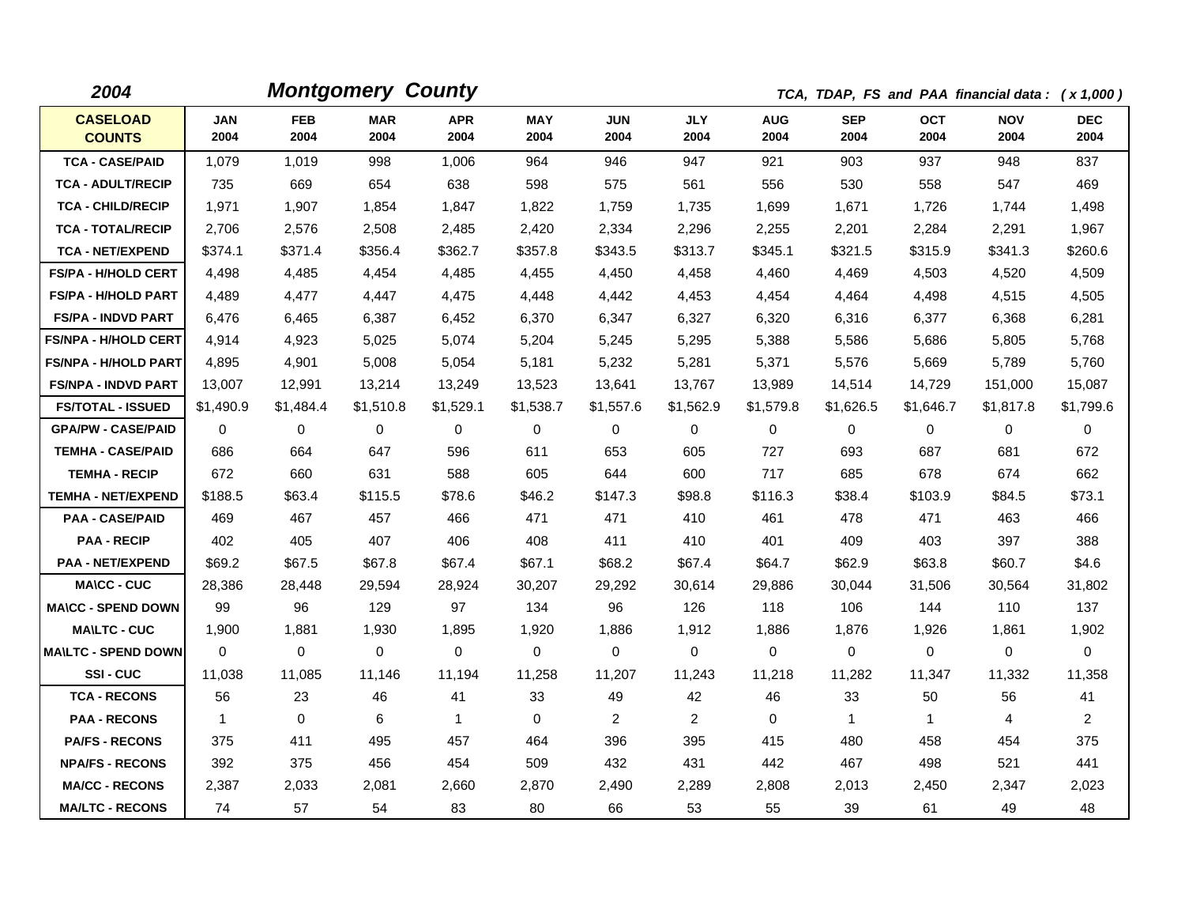**2004** **Montgomery County** *TCA, TDAP, FS and PAA financial data : ( x 1,000 )*

| CASELOAD COUNTS | JAN 2004 | FEB 2004 | MAR 2004 | APR 2004 | MAY 2004 | JUN 2004 | JLY 2004 | AUG 2004 | SEP 2004 | OCT 2004 | NOV 2004 | DEC 2004 |
|---|---|---|---|---|---|---|---|---|---|---|---|---|
| TCA - CASE/PAID | 1,079 | 1,019 | 998 | 1,006 | 964 | 946 | 947 | 921 | 903 | 937 | 948 | 837 |
| TCA - ADULT/RECIP | 735 | 669 | 654 | 638 | 598 | 575 | 561 | 556 | 530 | 558 | 547 | 469 |
| TCA - CHILD/RECIP | 1,971 | 1,907 | 1,854 | 1,847 | 1,822 | 1,759 | 1,735 | 1,699 | 1,671 | 1,726 | 1,744 | 1,498 |
| TCA - TOTAL/RECIP | 2,706 | 2,576 | 2,508 | 2,485 | 2,420 | 2,334 | 2,296 | 2,255 | 2,201 | 2,284 | 2,291 | 1,967 |
| TCA - NET/EXPEND | $374.1 | $371.4 | $356.4 | $362.7 | $357.8 | $343.5 | $313.7 | $345.1 | $321.5 | $315.9 | $341.3 | $260.6 |
| FS/PA - H/HOLD CERT | 4,498 | 4,485 | 4,454 | 4,485 | 4,455 | 4,450 | 4,458 | 4,460 | 4,469 | 4,503 | 4,520 | 4,509 |
| FS/PA - H/HOLD PART | 4,489 | 4,477 | 4,447 | 4,475 | 4,448 | 4,442 | 4,453 | 4,454 | 4,464 | 4,498 | 4,515 | 4,505 |
| FS/PA - INDVD PART | 6,476 | 6,465 | 6,387 | 6,452 | 6,370 | 6,347 | 6,327 | 6,320 | 6,316 | 6,377 | 6,368 | 6,281 |
| FS/NPA - H/HOLD CERT | 4,914 | 4,923 | 5,025 | 5,074 | 5,204 | 5,245 | 5,295 | 5,388 | 5,586 | 5,686 | 5,805 | 5,768 |
| FS/NPA - H/HOLD PART | 4,895 | 4,901 | 5,008 | 5,054 | 5,181 | 5,232 | 5,281 | 5,371 | 5,576 | 5,669 | 5,789 | 5,760 |
| FS/NPA - INDVD PART | 13,007 | 12,991 | 13,214 | 13,249 | 13,523 | 13,641 | 13,767 | 13,989 | 14,514 | 14,729 | 151,000 | 15,087 |
| FS/TOTAL - ISSUED | $1,490.9 | $1,484.4 | $1,510.8 | $1,529.1 | $1,538.7 | $1,557.6 | $1,562.9 | $1,579.8 | $1,626.5 | $1,646.7 | $1,817.8 | $1,799.6 |
| GPA/PW - CASE/PAID | 0 | 0 | 0 | 0 | 0 | 0 | 0 | 0 | 0 | 0 | 0 | 0 |
| TEMHA - CASE/PAID | 686 | 664 | 647 | 596 | 611 | 653 | 605 | 727 | 693 | 687 | 681 | 672 |
| TEMHA - RECIP | 672 | 660 | 631 | 588 | 605 | 644 | 600 | 717 | 685 | 678 | 674 | 662 |
| TEMHA - NET/EXPEND | $188.5 | $63.4 | $115.5 | $78.6 | $46.2 | $147.3 | $98.8 | $116.3 | $38.4 | $103.9 | $84.5 | $73.1 |
| PAA - CASE/PAID | 469 | 467 | 457 | 466 | 471 | 471 | 410 | 461 | 478 | 471 | 463 | 466 |
| PAA - RECIP | 402 | 405 | 407 | 406 | 408 | 411 | 410 | 401 | 409 | 403 | 397 | 388 |
| PAA - NET/EXPEND | $69.2 | $67.5 | $67.8 | $67.4 | $67.1 | $68.2 | $67.4 | $64.7 | $62.9 | $63.8 | $60.7 | $4.6 |
| MA\CC - CUC | 28,386 | 28,448 | 29,594 | 28,924 | 30,207 | 29,292 | 30,614 | 29,886 | 30,044 | 31,506 | 30,564 | 31,802 |
| MA\CC - SPEND DOWN | 99 | 96 | 129 | 97 | 134 | 96 | 126 | 118 | 106 | 144 | 110 | 137 |
| MA\LTC - CUC | 1,900 | 1,881 | 1,930 | 1,895 | 1,920 | 1,886 | 1,912 | 1,886 | 1,876 | 1,926 | 1,861 | 1,902 |
| MA\LTC - SPEND DOWN | 0 | 0 | 0 | 0 | 0 | 0 | 0 | 0 | 0 | 0 | 0 | 0 |
| SSI - CUC | 11,038 | 11,085 | 11,146 | 11,194 | 11,258 | 11,207 | 11,243 | 11,218 | 11,282 | 11,347 | 11,332 | 11,358 |
| TCA - RECONS | 56 | 23 | 46 | 41 | 33 | 49 | 42 | 46 | 33 | 50 | 56 | 41 |
| PAA - RECONS | 1 | 0 | 6 | 1 | 0 | 2 | 2 | 0 | 1 | 1 | 4 | 2 |
| PA/FS - RECONS | 375 | 411 | 495 | 457 | 464 | 396 | 395 | 415 | 480 | 458 | 454 | 375 |
| NPA/FS - RECONS | 392 | 375 | 456 | 454 | 509 | 432 | 431 | 442 | 467 | 498 | 521 | 441 |
| MA/CC - RECONS | 2,387 | 2,033 | 2,081 | 2,660 | 2,870 | 2,490 | 2,289 | 2,808 | 2,013 | 2,450 | 2,347 | 2,023 |
| MA/LTC - RECONS | 74 | 57 | 54 | 83 | 80 | 66 | 53 | 55 | 39 | 61 | 49 | 48 |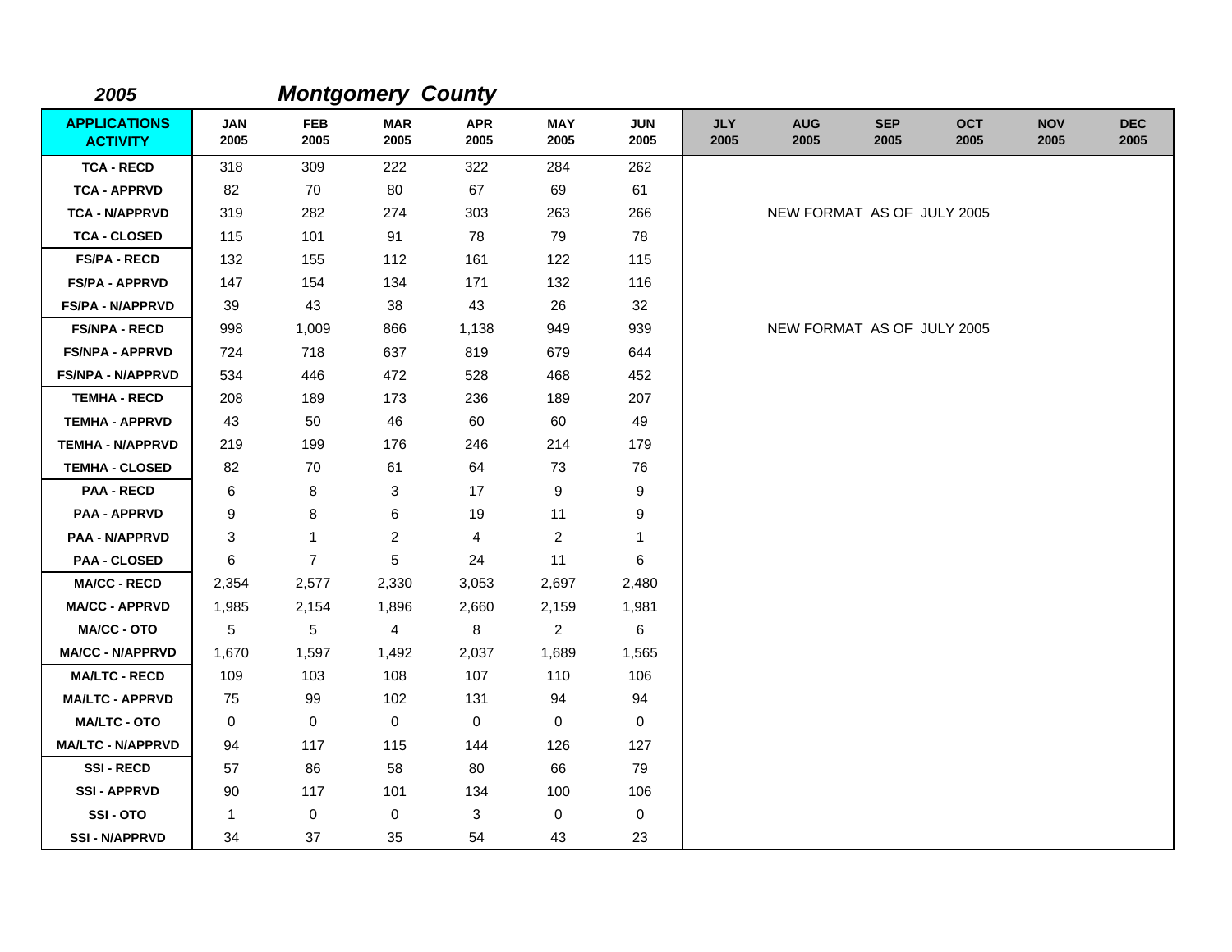2005 ***Montgomery County***

| APPLICATIONS ACTIVITY | JAN 2005 | FEB 2005 | MAR 2005 | APR 2005 | MAY 2005 | JUN 2005 | JLY 2005 | AUG 2005 | SEP 2005 | OCT 2005 | NOV 2005 | DEC 2005 |
|---|---|---|---|---|---|---|---|---|---|---|---|---|
| TCA - RECD | 318 | 309 | 222 | 322 | 284 | 262 | | | | | | |
| TCA - APPRVD | 82 | 70 | 80 | 67 | 69 | 61 | | | | | | |
| TCA - N/APPRVD | 319 | 282 | 274 | 303 | 263 | 266 | | NEW FORMAT AS OF JULY 2005 | | | | |
| TCA - CLOSED | 115 | 101 | 91 | 78 | 79 | 78 | | | | | | |
| FS/PA - RECD | 132 | 155 | 112 | 161 | 122 | 115 | | | | | | |
| FS/PA - APPRVD | 147 | 154 | 134 | 171 | 132 | 116 | | | | | | |
| FS/PA - N/APPRVD | 39 | 43 | 38 | 43 | 26 | 32 | | | | | | |
| FS/NPA - RECD | 998 | 1,009 | 866 | 1,138 | 949 | 939 | | NEW FORMAT AS OF JULY 2005 | | | | |
| FS/NPA - APPRVD | 724 | 718 | 637 | 819 | 679 | 644 | | | | | | |
| FS/NPA - N/APPRVD | 534 | 446 | 472 | 528 | 468 | 452 | | | | | | |
| TEMHA - RECD | 208 | 189 | 173 | 236 | 189 | 207 | | | | | | |
| TEMHA - APPRVD | 43 | 50 | 46 | 60 | 60 | 49 | | | | | | |
| TEMHA - N/APPRVD | 219 | 199 | 176 | 246 | 214 | 179 | | | | | | |
| TEMHA - CLOSED | 82 | 70 | 61 | 64 | 73 | 76 | | | | | | |
| PAA - RECD | 6 | 8 | 3 | 17 | 9 | 9 | | | | | | |
| PAA - APPRVD | 9 | 8 | 6 | 19 | 11 | 9 | | | | | | |
| PAA - N/APPRVD | 3 | 1 | 2 | 4 | 2 | 1 | | | | | | |
| PAA - CLOSED | 6 | 7 | 5 | 24 | 11 | 6 | | | | | | |
| MA/CC - RECD | 2,354 | 2,577 | 2,330 | 3,053 | 2,697 | 2,480 | | | | | | |
| MA/CC - APPRVD | 1,985 | 2,154 | 1,896 | 2,660 | 2,159 | 1,981 | | | | | | |
| MA/CC - OTO | 5 | 5 | 4 | 8 | 2 | 6 | | | | | | |
| MA/CC - N/APPRVD | 1,670 | 1,597 | 1,492 | 2,037 | 1,689 | 1,565 | | | | | | |
| MA/LTC - RECD | 109 | 103 | 108 | 107 | 110 | 106 | | | | | | |
| MA/LTC - APPRVD | 75 | 99 | 102 | 131 | 94 | 94 | | | | | | |
| MA/LTC - OTO | 0 | 0 | 0 | 0 | 0 | 0 | | | | | | |
| MA/LTC - N/APPRVD | 94 | 117 | 115 | 144 | 126 | 127 | | | | | | |
| SSI - RECD | 57 | 86 | 58 | 80 | 66 | 79 | | | | | | |
| SSI - APPRVD | 90 | 117 | 101 | 134 | 100 | 106 | | | | | | |
| SSI - OTO | 1 | 0 | 0 | 3 | 0 | 0 | | | | | | |
| SSI - N/APPRVD | 34 | 37 | 35 | 54 | 43 | 23 | | | | | | |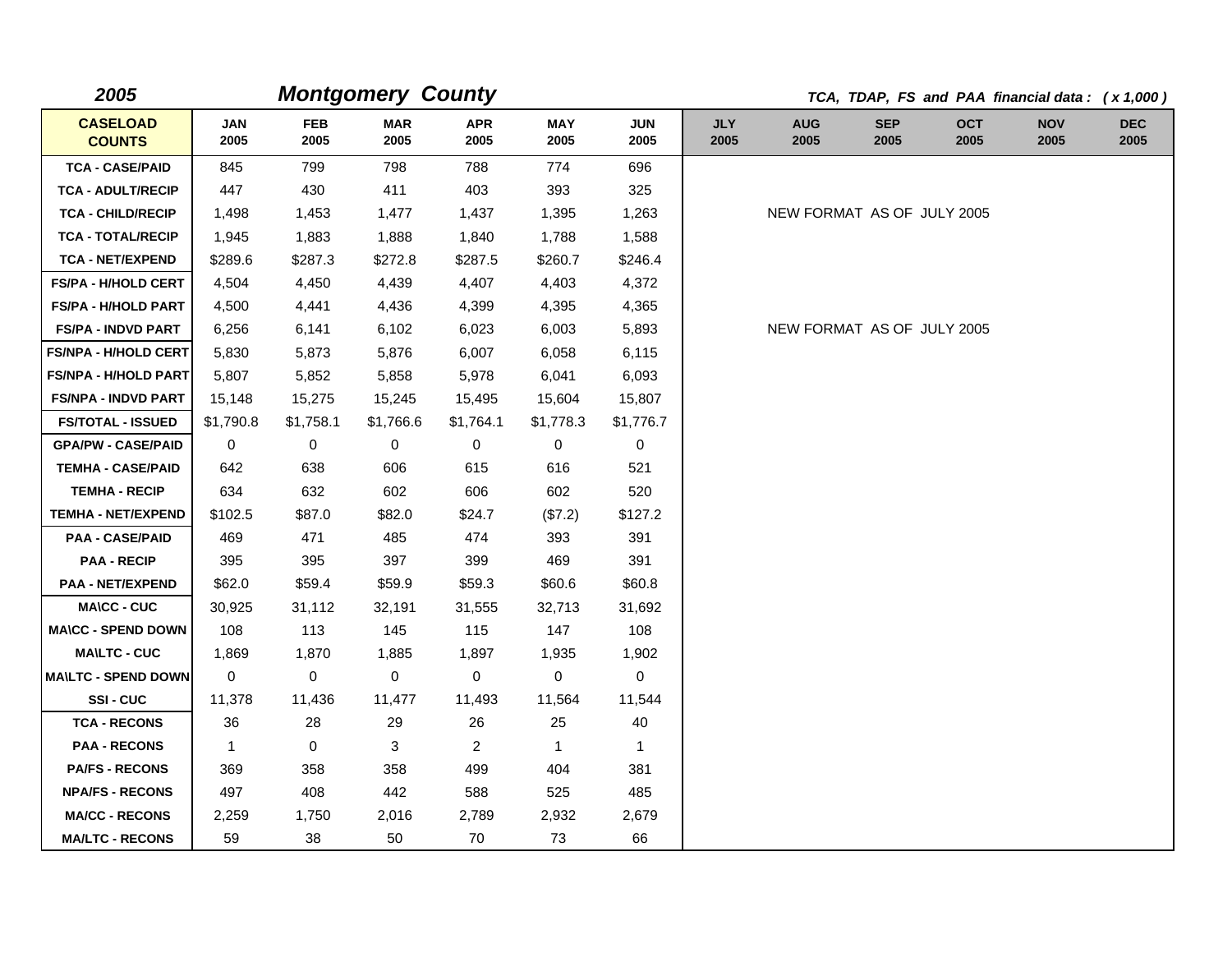**2005** **Montgomery County** *TCA, TDAP, FS and PAA financial data : ( x 1,000 )*

| CASELOAD COUNTS | JAN 2005 | FEB 2005 | MAR 2005 | APR 2005 | MAY 2005 | JUN 2005 | JLY 2005 | AUG 2005 | SEP 2005 | OCT 2005 | NOV 2005 | DEC 2005 |
|---|---|---|---|---|---|---|---|---|---|---|---|---|
| TCA - CASE/PAID | 845 | 799 | 798 | 788 | 774 | 696 | | | | | | |
| TCA - ADULT/RECIP | 447 | 430 | 411 | 403 | 393 | 325 | | | | | | |
| TCA - CHILD/RECIP | 1,498 | 1,453 | 1,477 | 1,437 | 1,395 | 1,263 | | NEW FORMAT AS OF JULY 2005 | | | | |
| TCA - TOTAL/RECIP | 1,945 | 1,883 | 1,888 | 1,840 | 1,788 | 1,588 | | | | | | |
| TCA - NET/EXPEND | $289.6 | $287.3 | $272.8 | $287.5 | $260.7 | $246.4 | | | | | | |
| FS/PA - H/HOLD CERT | 4,504 | 4,450 | 4,439 | 4,407 | 4,403 | 4,372 | | | | | | |
| FS/PA - H/HOLD PART | 4,500 | 4,441 | 4,436 | 4,399 | 4,395 | 4,365 | | | | | | |
| FS/PA - INDVD PART | 6,256 | 6,141 | 6,102 | 6,023 | 6,003 | 5,893 | | NEW FORMAT AS OF JULY 2005 | | | | |
| FS/NPA - H/HOLD CERT | 5,830 | 5,873 | 5,876 | 6,007 | 6,058 | 6,115 | | | | | | |
| FS/NPA - H/HOLD PART | 5,807 | 5,852 | 5,858 | 5,978 | 6,041 | 6,093 | | | | | | |
| FS/NPA - INDVD PART | 15,148 | 15,275 | 15,245 | 15,495 | 15,604 | 15,807 | | | | | | |
| FS/TOTAL - ISSUED | $1,790.8 | $1,758.1 | $1,766.6 | $1,764.1 | $1,778.3 | $1,776.7 | | | | | | |
| GPA/PW - CASE/PAID | 0 | 0 | 0 | 0 | 0 | 0 | | | | | | |
| TEMHA - CASE/PAID | 642 | 638 | 606 | 615 | 616 | 521 | | | | | | |
| TEMHA - RECIP | 634 | 632 | 602 | 606 | 602 | 520 | | | | | | |
| TEMHA - NET/EXPEND | $102.5 | $87.0 | $82.0 | $24.7 | ($7.2) | $127.2 | | | | | | |
| PAA - CASE/PAID | 469 | 471 | 485 | 474 | 393 | 391 | | | | | | |
| PAA - RECIP | 395 | 395 | 397 | 399 | 469 | 391 | | | | | | |
| PAA - NET/EXPEND | $62.0 | $59.4 | $59.9 | $59.3 | $60.6 | $60.8 | | | | | | |
| MA\CC - CUC | 30,925 | 31,112 | 32,191 | 31,555 | 32,713 | 31,692 | | | | | | |
| MA\CC - SPEND DOWN | 108 | 113 | 145 | 115 | 147 | 108 | | | | | | |
| MA\LTC - CUC | 1,869 | 1,870 | 1,885 | 1,897 | 1,935 | 1,902 | | | | | | |
| MA\LTC - SPEND DOWN | 0 | 0 | 0 | 0 | 0 | 0 | | | | | | |
| SSI - CUC | 11,378 | 11,436 | 11,477 | 11,493 | 11,564 | 11,544 | | | | | | |
| TCA - RECONS | 36 | 28 | 29 | 26 | 25 | 40 | | | | | | |
| PAA - RECONS | 1 | 0 | 3 | 2 | 1 | 1 | | | | | | |
| PA/FS - RECONS | 369 | 358 | 358 | 499 | 404 | 381 | | | | | | |
| NPA/FS - RECONS | 497 | 408 | 442 | 588 | 525 | 485 | | | | | | |
| MA/CC - RECONS | 2,259 | 1,750 | 2,016 | 2,789 | 2,932 | 2,679 | | | | | | |
| MA/LTC - RECONS | 59 | 38 | 50 | 70 | 73 | 66 | | | | | | |